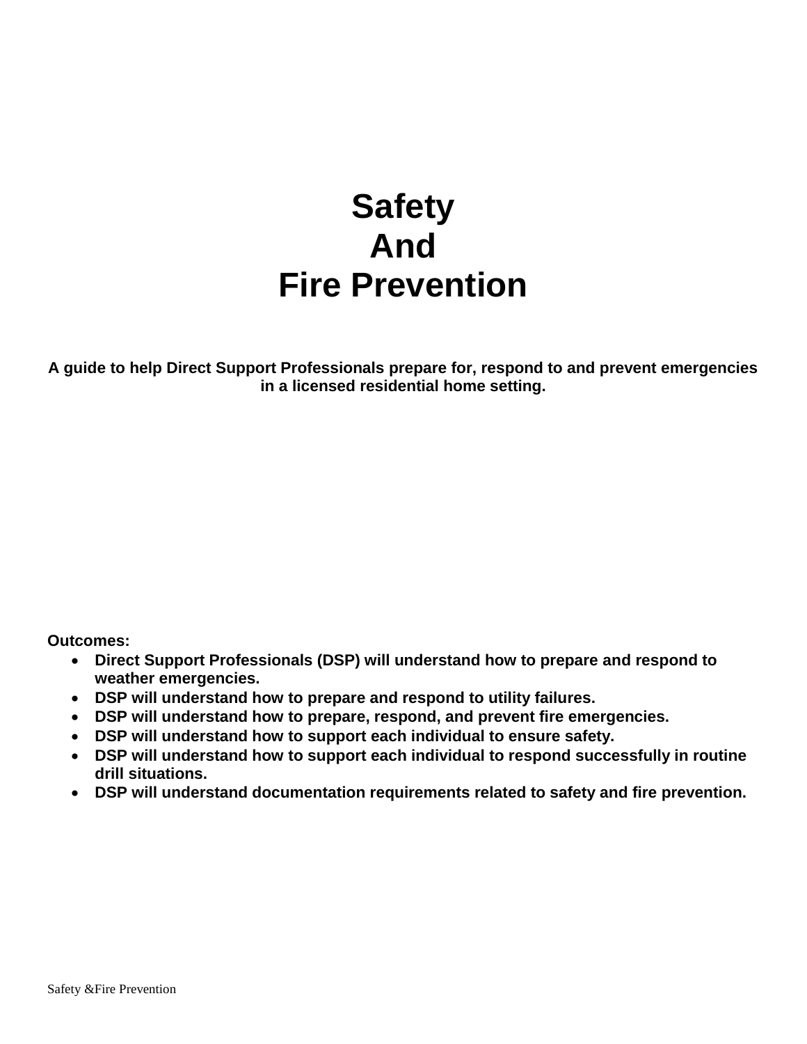# Safety And Fire Prevention

**A guide to help Direct Support Professionals prepare for, respond to and prevent emergencies in a licensed residential home setting.**

**Outcomes:**

- **Direct Support Professionals (DSP) will understand how to prepare and respond to weather emergencies.**
- **DSP will understand how to prepare and respond to utility failures.**
- **DSP will understand how to prepare, respond, and prevent fire emergencies.**
- **DSP will understand how to support each individual to ensure safety.**
- **DSP will understand how to support each individual to respond successfully in routine drill situations.**
- **DSP will understand documentation requirements related to safety and fire prevention.**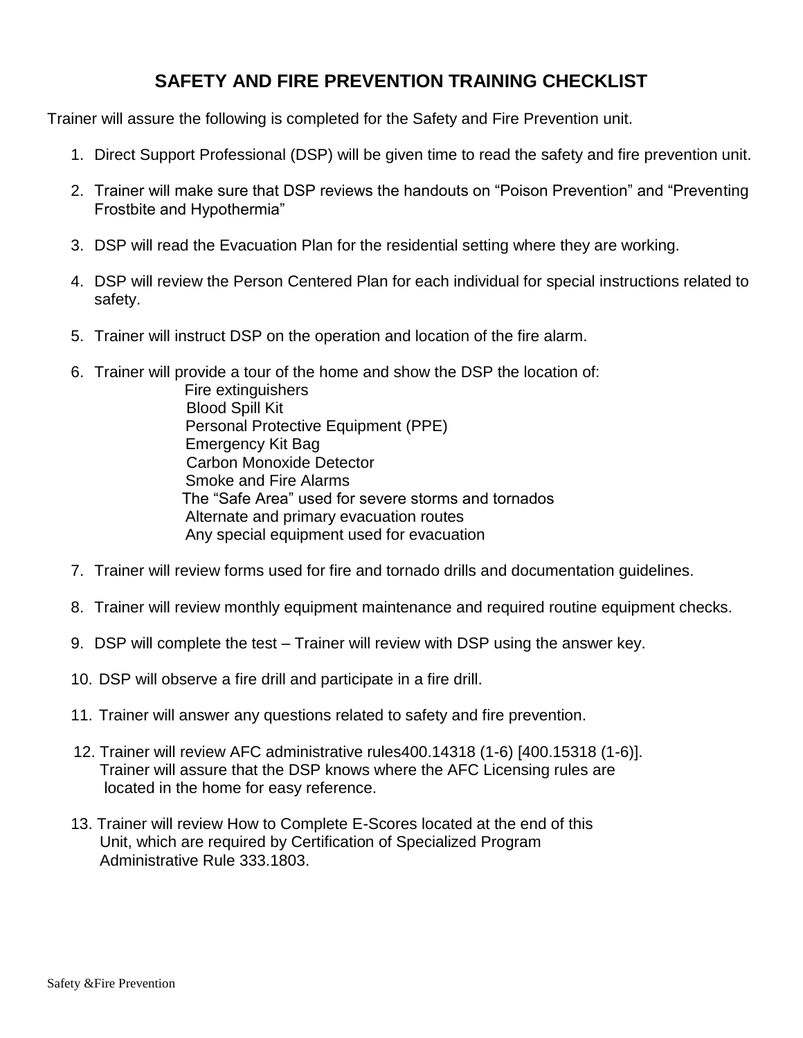# SAFETY AND FIRE PREVENTION TRAINING CHECKLIST

Trainer will assure the following is completed for the Safety and Fire Prevention unit.

1. Direct Support Professional (DSP) will be given time to read the safety and fire prevention unit.

2. Trainer will make sure that DSP reviews the handouts on "Poison Prevention" and "Preventing Frostbite and Hypothermia"

3. DSP will read the Evacuation Plan for the residential setting where they are working.

4. DSP will review the Person Centered Plan for each individual for special instructions related to safety.

5. Trainer will instruct DSP on the operation and location of the fire alarm.

6. Trainer will provide a tour of the home and show the DSP the location of:
   - Fire extinguishers
   - Blood Spill Kit
   - Personal Protective Equipment (PPE)
   - Emergency Kit Bag
   - Carbon Monoxide Detector
   - Smoke and Fire Alarms
   - The "Safe Area" used for severe storms and tornados
   - Alternate and primary evacuation routes
   - Any special equipment used for evacuation

7. Trainer will review forms used for fire and tornado drills and documentation guidelines.

8. Trainer will review monthly equipment maintenance and required routine equipment checks.

9. DSP will complete the test – Trainer will review with DSP using the answer key.

10. DSP will observe a fire drill and participate in a fire drill.

11. Trainer will answer any questions related to safety and fire prevention.

12. Trainer will review AFC administrative rules400.14318 (1-6) [400.15318 (1-6)]. Trainer will assure that the DSP knows where the AFC Licensing rules are located in the home for easy reference.

13. Trainer will review How to Complete E-Scores located at the end of this Unit, which are required by Certification of Specialized Program Administrative Rule 333.1803.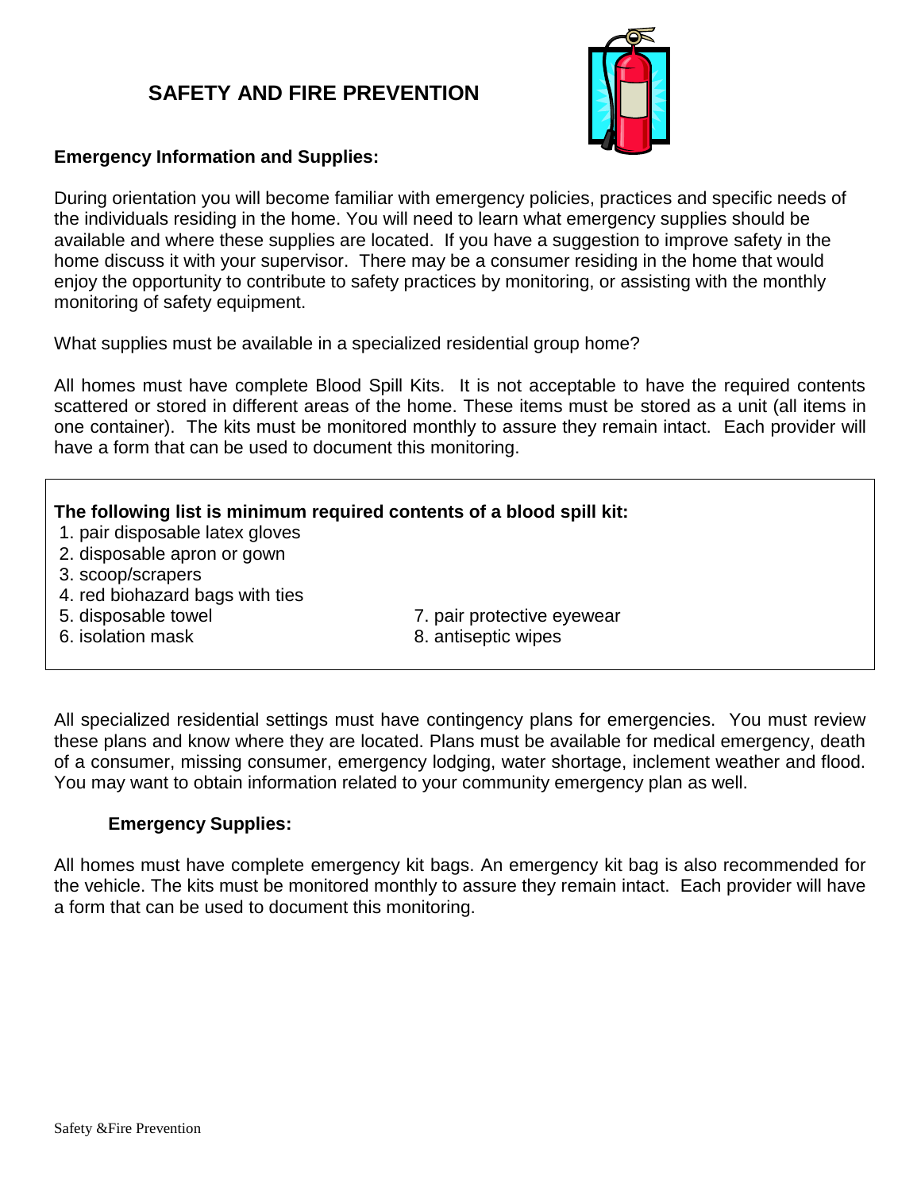# SAFETY AND FIRE PREVENTION

**Emergency Information and Supplies:**

During orientation you will become familiar with emergency policies, practices and specific needs of the individuals residing in the home. You will need to learn what emergency supplies should be available and where these supplies are located. If you have a suggestion to improve safety in the home discuss it with your supervisor. There may be a consumer residing in the home that would enjoy the opportunity to contribute to safety practices by monitoring, or assisting with the monthly monitoring of safety equipment.

What supplies must be available in a specialized residential group home?

All homes must have complete Blood Spill Kits. It is not acceptable to have the required contents scattered or stored in different areas of the home. These items must be stored as a unit (all items in one container). The kits must be monitored monthly to assure they remain intact. Each provider will have a form that can be used to document this monitoring.

**The following list is minimum required contents of a blood spill kit:**

1. pair disposable latex gloves
2. disposable apron or gown
3. scoop/scrapers
4. red biohazard bags with ties
5. disposable towel
6. isolation mask
7. pair protective eyewear
8. antiseptic wipes

All specialized residential settings must have contingency plans for emergencies. You must review these plans and know where they are located. Plans must be available for medical emergency, death of a consumer, missing consumer, emergency lodging, water shortage, inclement weather and flood. You may want to obtain information related to your community emergency plan as well.

**Emergency Supplies:**

All homes must have complete emergency kit bags. An emergency kit bag is also recommended for the vehicle. The kits must be monitored monthly to assure they remain intact. Each provider will have a form that can be used to document this monitoring.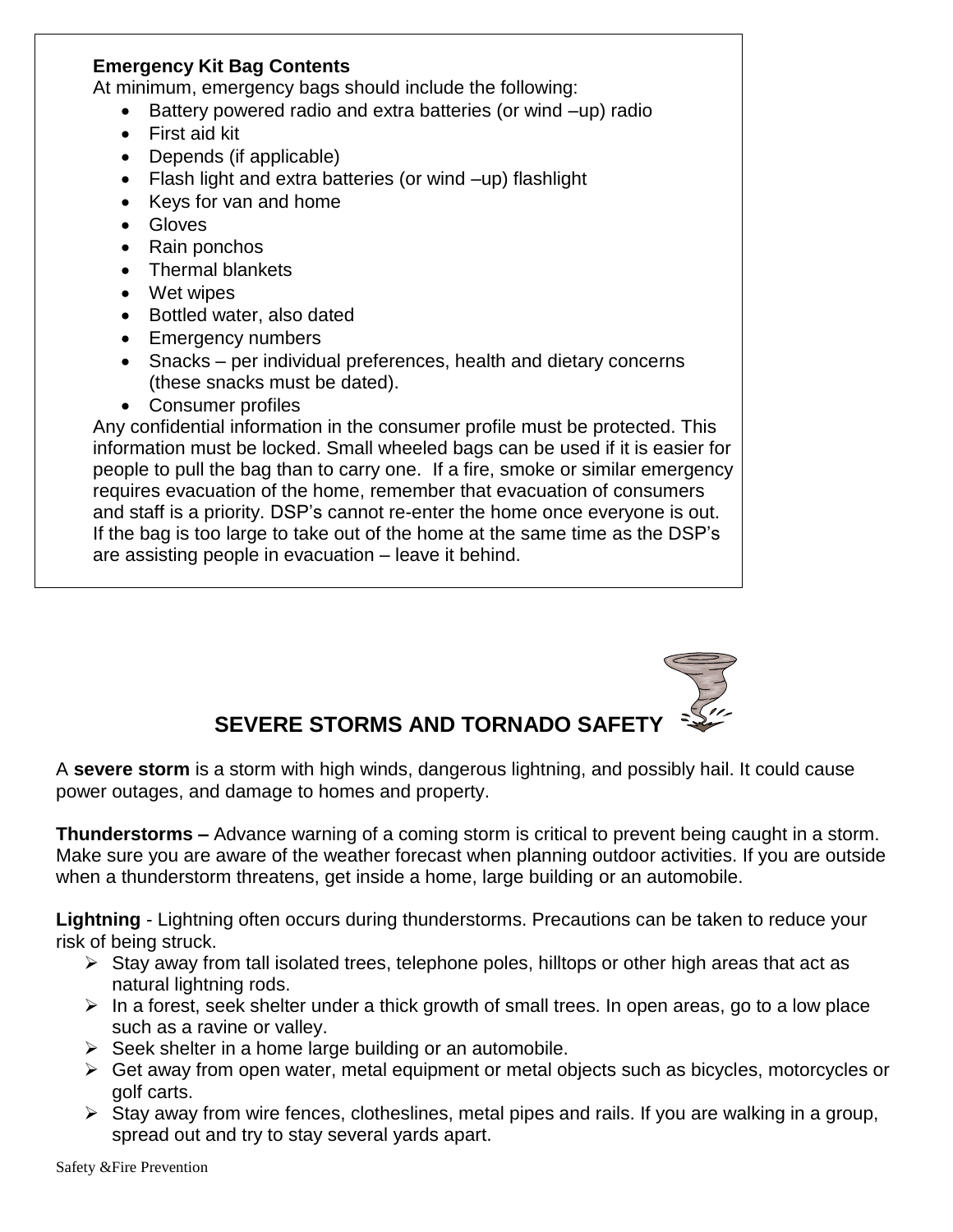**Emergency Kit Bag Contents**

At minimum, emergency bags should include the following:

- Battery powered radio and extra batteries (or wind –up) radio
- First aid kit
- Depends (if applicable)
- Flash light and extra batteries (or wind –up) flashlight
- Keys for van and home
- Gloves
- Rain ponchos
- Thermal blankets
- Wet wipes
- Bottled water, also dated
- Emergency numbers
- Snacks – per individual preferences, health and dietary concerns (these snacks must be dated).
- Consumer profiles

Any confidential information in the consumer profile must be protected. This information must be locked. Small wheeled bags can be used if it is easier for people to pull the bag than to carry one. If a fire, smoke or similar emergency requires evacuation of the home, remember that evacuation of consumers and staff is a priority. DSP's cannot re-enter the home once everyone is out. If the bag is too large to take out of the home at the same time as the DSP's are assisting people in evacuation – leave it behind.

## SEVERE STORMS AND TORNADO SAFETY

A **severe storm** is a storm with high winds, dangerous lightning, and possibly hail. It could cause power outages, and damage to homes and property.

**Thunderstorms –** Advance warning of a coming storm is critical to prevent being caught in a storm. Make sure you are aware of the weather forecast when planning outdoor activities. If you are outside when a thunderstorm threatens, get inside a home, large building or an automobile.

**Lightning** - Lightning often occurs during thunderstorms. Precautions can be taken to reduce your risk of being struck.

- Stay away from tall isolated trees, telephone poles, hilltops or other high areas that act as natural lightning rods.
- In a forest, seek shelter under a thick growth of small trees. In open areas, go to a low place such as a ravine or valley.
- Seek shelter in a home large building or an automobile.
- Get away from open water, metal equipment or metal objects such as bicycles, motorcycles or golf carts.
- Stay away from wire fences, clotheslines, metal pipes and rails. If you are walking in a group, spread out and try to stay several yards apart.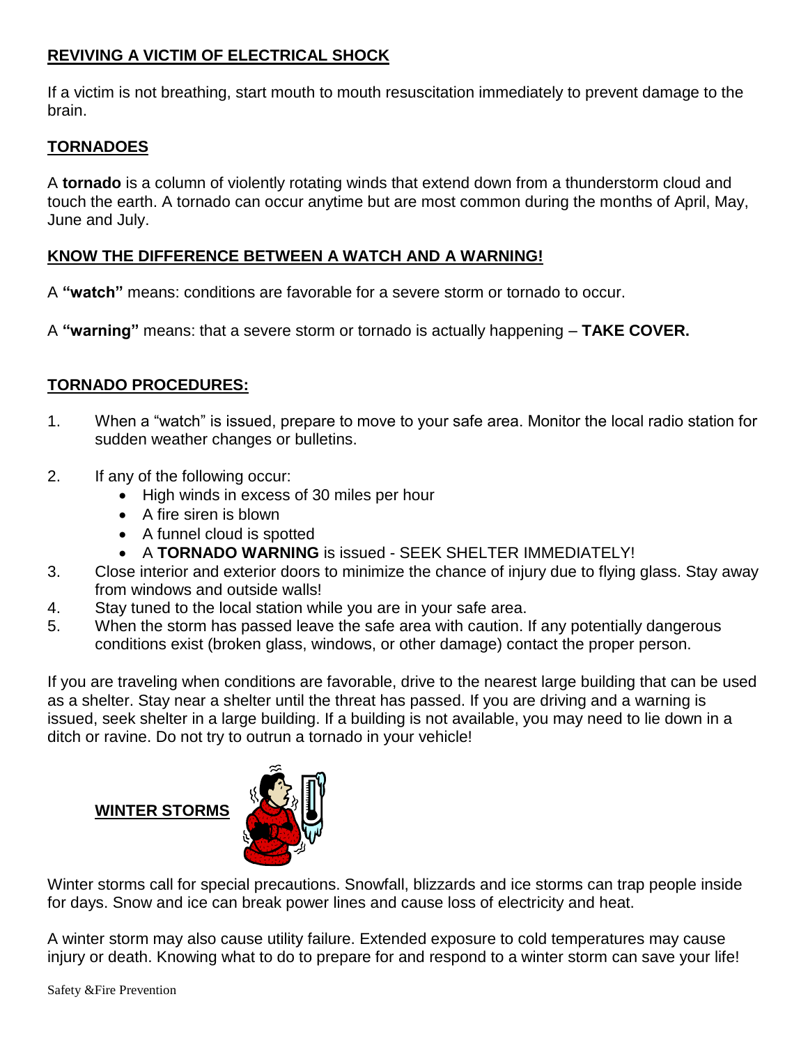## REVIVING A VICTIM OF ELECTRICAL SHOCK

If a victim is not breathing, start mouth to mouth resuscitation immediately to prevent damage to the brain.

## TORNADOES

A **tornado** is a column of violently rotating winds that extend down from a thunderstorm cloud and touch the earth. A tornado can occur anytime but are most common during the months of April, May, June and July.

## KNOW THE DIFFERENCE BETWEEN A WATCH AND A WARNING!

A **"watch"** means: conditions are favorable for a severe storm or tornado to occur.

A **"warning"** means: that a severe storm or tornado is actually happening – **TAKE COVER.**

## TORNADO PROCEDURES:

1. When a "watch" is issued, prepare to move to your safe area. Monitor the local radio station for sudden weather changes or bulletins.
2. If any of the following occur:
   - High winds in excess of 30 miles per hour
   - A fire siren is blown
   - A funnel cloud is spotted
   - A **TORNADO WARNING** is issued - SEEK SHELTER IMMEDIATELY!
3. Close interior and exterior doors to minimize the chance of injury due to flying glass. Stay away from windows and outside walls!
4. Stay tuned to the local station while you are in your safe area.
5. When the storm has passed leave the safe area with caution. If any potentially dangerous conditions exist (broken glass, windows, or other damage) contact the proper person.

If you are traveling when conditions are favorable, drive to the nearest large building that can be used as a shelter. Stay near a shelter until the threat has passed. If you are driving and a warning is issued, seek shelter in a large building. If a building is not available, you may need to lie down in a ditch or ravine. Do not try to outrun a tornado in your vehicle!

## WINTER STORMS

Winter storms call for special precautions. Snowfall, blizzards and ice storms can trap people inside for days. Snow and ice can break power lines and cause loss of electricity and heat.

A winter storm may also cause utility failure. Extended exposure to cold temperatures may cause injury or death. Knowing what to do to prepare for and respond to a winter storm can save your life!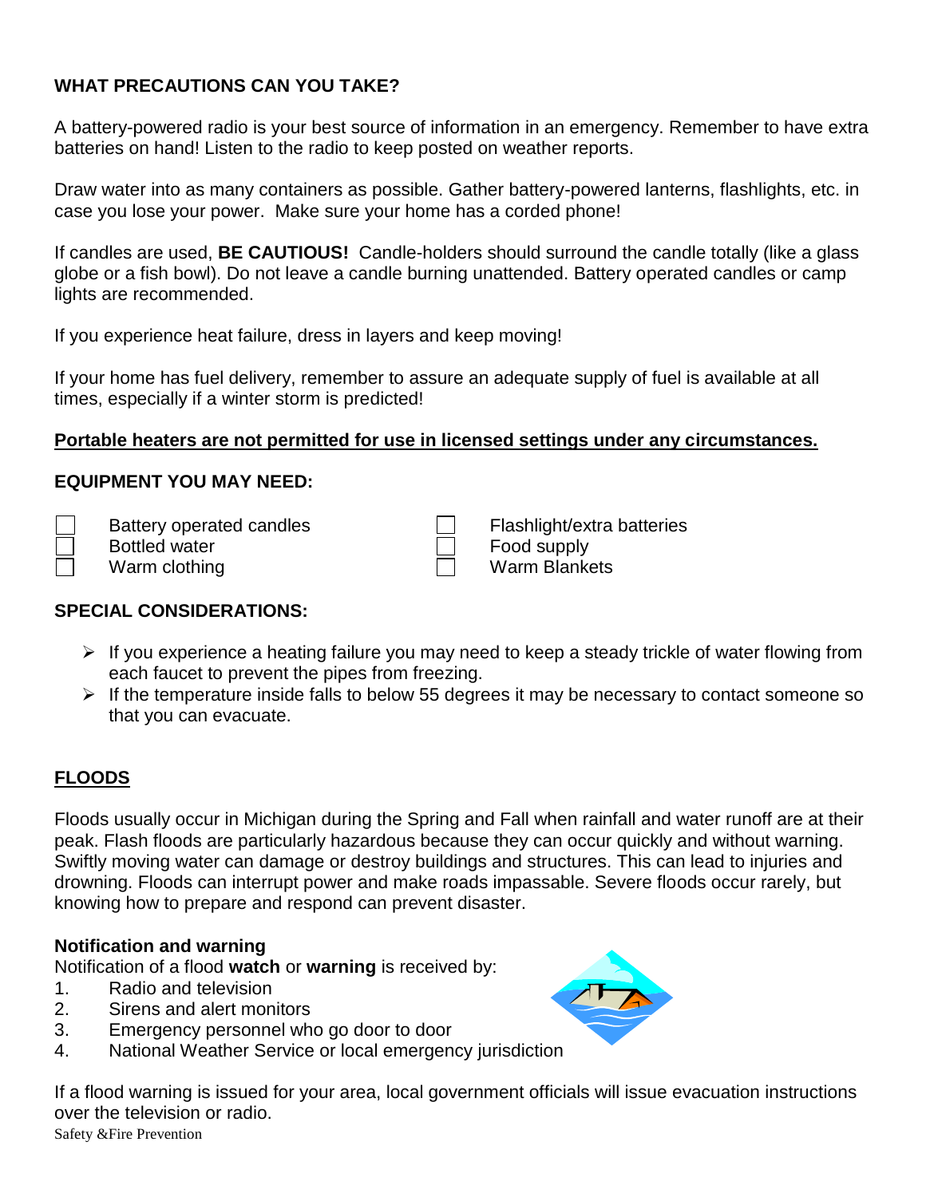## WHAT PRECAUTIONS CAN YOU TAKE?

A battery-powered radio is your best source of information in an emergency. Remember to have extra batteries on hand! Listen to the radio to keep posted on weather reports.

Draw water into as many containers as possible. Gather battery-powered lanterns, flashlights, etc. in case you lose your power. Make sure your home has a corded phone!

If candles are used, **BE CAUTIOUS!** Candle-holders should surround the candle totally (like a glass globe or a fish bowl). Do not leave a candle burning unattended. Battery operated candles or camp lights are recommended.

If you experience heat failure, dress in layers and keep moving!

If your home has fuel delivery, remember to assure an adequate supply of fuel is available at all times, especially if a winter storm is predicted!

**Portable heaters are not permitted for use in licensed settings under any circumstances.**

## EQUIPMENT YOU MAY NEED:

- ☐ Battery operated candles
- ☐ Bottled water
- ☐ Warm clothing
- ☐ Flashlight/extra batteries
- ☐ Food supply
- ☐ Warm Blankets

## SPECIAL CONSIDERATIONS:

- If you experience a heating failure you may need to keep a steady trickle of water flowing from each faucet to prevent the pipes from freezing.
- If the temperature inside falls to below 55 degrees it may be necessary to contact someone so that you can evacuate.

## FLOODS

Floods usually occur in Michigan during the Spring and Fall when rainfall and water runoff are at their peak. Flash floods are particularly hazardous because they can occur quickly and without warning. Swiftly moving water can damage or destroy buildings and structures. This can lead to injuries and drowning. Floods can interrupt power and make roads impassable. Severe floods occur rarely, but knowing how to prepare and respond can prevent disaster.

### Notification and warning

Notification of a flood **watch** or **warning** is received by:

1. Radio and television
2. Sirens and alert monitors
3. Emergency personnel who go door to door
4. National Weather Service or local emergency jurisdiction

If a flood warning is issued for your area, local government officials will issue evacuation instructions over the television or radio.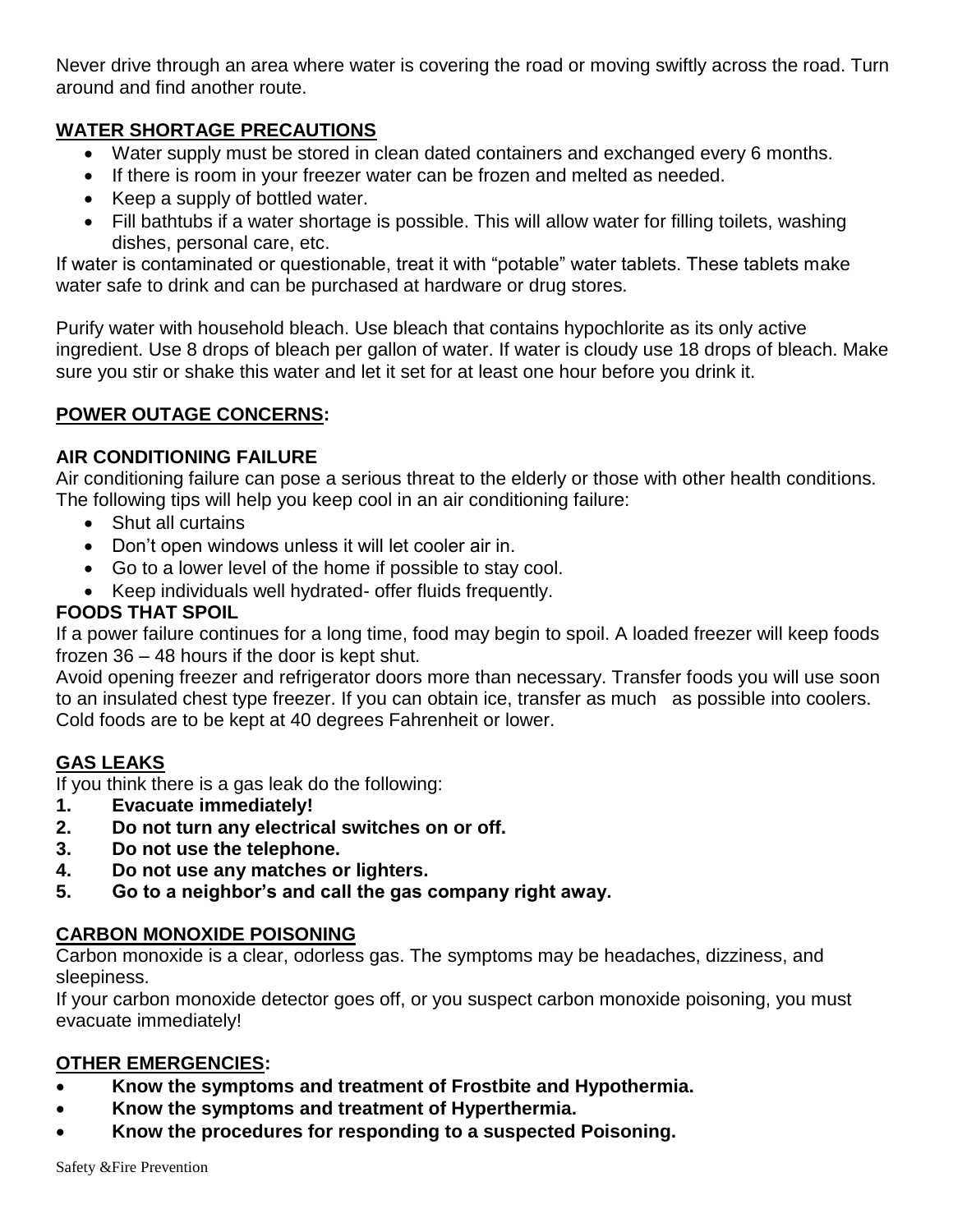Never drive through an area where water is covering the road or moving swiftly across the road. Turn around and find another route.

## WATER SHORTAGE PRECAUTIONS

- Water supply must be stored in clean dated containers and exchanged every 6 months.
- If there is room in your freezer water can be frozen and melted as needed.
- Keep a supply of bottled water.
- Fill bathtubs if a water shortage is possible. This will allow water for filling toilets, washing dishes, personal care, etc.

If water is contaminated or questionable, treat it with "potable" water tablets. These tablets make water safe to drink and can be purchased at hardware or drug stores.

Purify water with household bleach. Use bleach that contains hypochlorite as its only active ingredient. Use 8 drops of bleach per gallon of water. If water is cloudy use 18 drops of bleach. Make sure you stir or shake this water and let it set for at least one hour before you drink it.

## POWER OUTAGE CONCERNS:

### AIR CONDITIONING FAILURE

Air conditioning failure can pose a serious threat to the elderly or those with other health conditions. The following tips will help you keep cool in an air conditioning failure:

- Shut all curtains
- Don't open windows unless it will let cooler air in.
- Go to a lower level of the home if possible to stay cool.
- Keep individuals well hydrated- offer fluids frequently.

### FOODS THAT SPOIL

If a power failure continues for a long time, food may begin to spoil. A loaded freezer will keep foods frozen 36 – 48 hours if the door is kept shut.

Avoid opening freezer and refrigerator doors more than necessary. Transfer foods you will use soon to an insulated chest type freezer. If you can obtain ice, transfer as much as possible into coolers. Cold foods are to be kept at 40 degrees Fahrenheit or lower.

## GAS LEAKS

If you think there is a gas leak do the following:

1. **Evacuate immediately!**
2. **Do not turn any electrical switches on or off.**
3. **Do not use the telephone.**
4. **Do not use any matches or lighters.**
5. **Go to a neighbor's and call the gas company right away.**

## CARBON MONOXIDE POISONING

Carbon monoxide is a clear, odorless gas. The symptoms may be headaches, dizziness, and sleepiness.

If your carbon monoxide detector goes off, or you suspect carbon monoxide poisoning, you must evacuate immediately!

## OTHER EMERGENCIES:

- **Know the symptoms and treatment of Frostbite and Hypothermia.**
- **Know the symptoms and treatment of Hyperthermia.**
- **Know the procedures for responding to a suspected Poisoning.**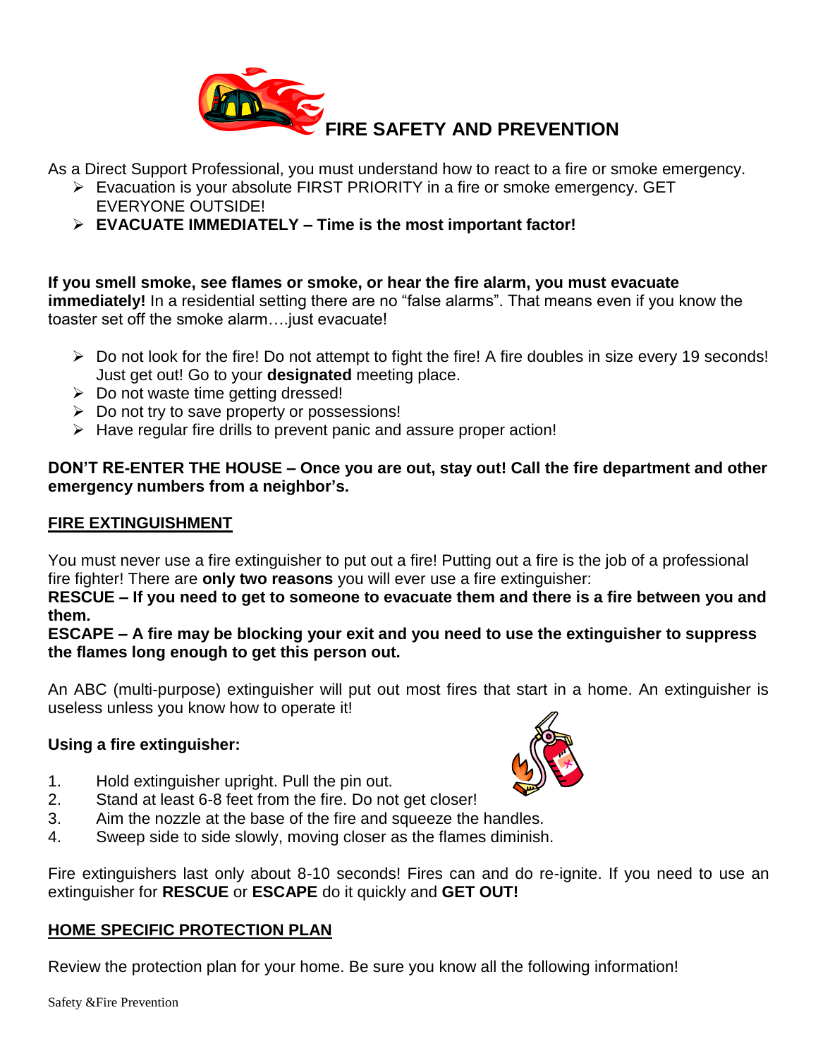# FIRE SAFETY AND PREVENTION

As a Direct Support Professional, you must understand how to react to a fire or smoke emergency.

- Evacuation is your absolute FIRST PRIORITY in a fire or smoke emergency. GET EVERYONE OUTSIDE!
- **EVACUATE IMMEDIATELY – Time is the most important factor!**

**If you smell smoke, see flames or smoke, or hear the fire alarm, you must evacuate immediately!** In a residential setting there are no "false alarms". That means even if you know the toaster set off the smoke alarm….just evacuate!

- Do not look for the fire! Do not attempt to fight the fire! A fire doubles in size every 19 seconds! Just get out! Go to your **designated** meeting place.
- Do not waste time getting dressed!
- Do not try to save property or possessions!
- Have regular fire drills to prevent panic and assure proper action!

**DON'T RE-ENTER THE HOUSE – Once you are out, stay out! Call the fire department and other emergency numbers from a neighbor's.**

## FIRE EXTINGUISHMENT

You must never use a fire extinguisher to put out a fire! Putting out a fire is the job of a professional fire fighter! There are **only two reasons** you will ever use a fire extinguisher:

**RESCUE – If you need to get to someone to evacuate them and there is a fire between you and them.**

**ESCAPE – A fire may be blocking your exit and you need to use the extinguisher to suppress the flames long enough to get this person out.**

An ABC (multi-purpose) extinguisher will put out most fires that start in a home. An extinguisher is useless unless you know how to operate it!

**Using a fire extinguisher:**

1. Hold extinguisher upright. Pull the pin out.
2. Stand at least 6-8 feet from the fire. Do not get closer!
3. Aim the nozzle at the base of the fire and squeeze the handles.
4. Sweep side to side slowly, moving closer as the flames diminish.

Fire extinguishers last only about 8-10 seconds! Fires can and do re-ignite. If you need to use an extinguisher for **RESCUE** or **ESCAPE** do it quickly and **GET OUT!**

## HOME SPECIFIC PROTECTION PLAN

Review the protection plan for your home. Be sure you know all the following information!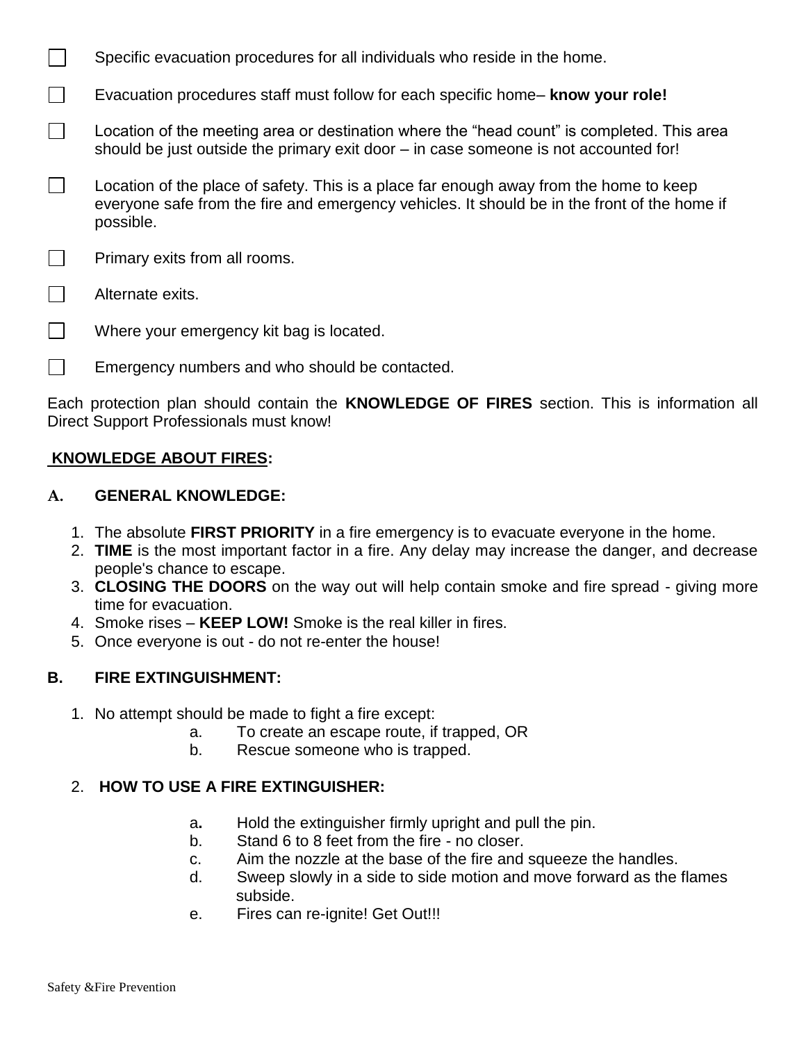- [ ] Specific evacuation procedures for all individuals who reside in the home.
- [ ] Evacuation procedures staff must follow for each specific home– **know your role!**
- [ ] Location of the meeting area or destination where the "head count" is completed. This area should be just outside the primary exit door – in case someone is not accounted for!
- [ ] Location of the place of safety. This is a place far enough away from the home to keep everyone safe from the fire and emergency vehicles. It should be in the front of the home if possible.
- [ ] Primary exits from all rooms.
- [ ] Alternate exits.
- [ ] Where your emergency kit bag is located.
- [ ] Emergency numbers and who should be contacted.

Each protection plan should contain the **KNOWLEDGE OF FIRES** section. This is information all Direct Support Professionals must know!

**KNOWLEDGE ABOUT FIRES:**

**A. GENERAL KNOWLEDGE:**

1. The absolute **FIRST PRIORITY** in a fire emergency is to evacuate everyone in the home.
2. **TIME** is the most important factor in a fire. Any delay may increase the danger, and decrease people's chance to escape.
3. **CLOSING THE DOORS** on the way out will help contain smoke and fire spread - giving more time for evacuation.
4. Smoke rises – **KEEP LOW!** Smoke is the real killer in fires.
5. Once everyone is out - do not re-enter the house!

**B. FIRE EXTINGUISHMENT:**

1. No attempt should be made to fight a fire except:
   a. To create an escape route, if trapped, OR
   b. Rescue someone who is trapped.

2. **HOW TO USE A FIRE EXTINGUISHER:**
   a. Hold the extinguisher firmly upright and pull the pin.
   b. Stand 6 to 8 feet from the fire - no closer.
   c. Aim the nozzle at the base of the fire and squeeze the handles.
   d. Sweep slowly in a side to side motion and move forward as the flames subside.
   e. Fires can re-ignite! Get Out!!!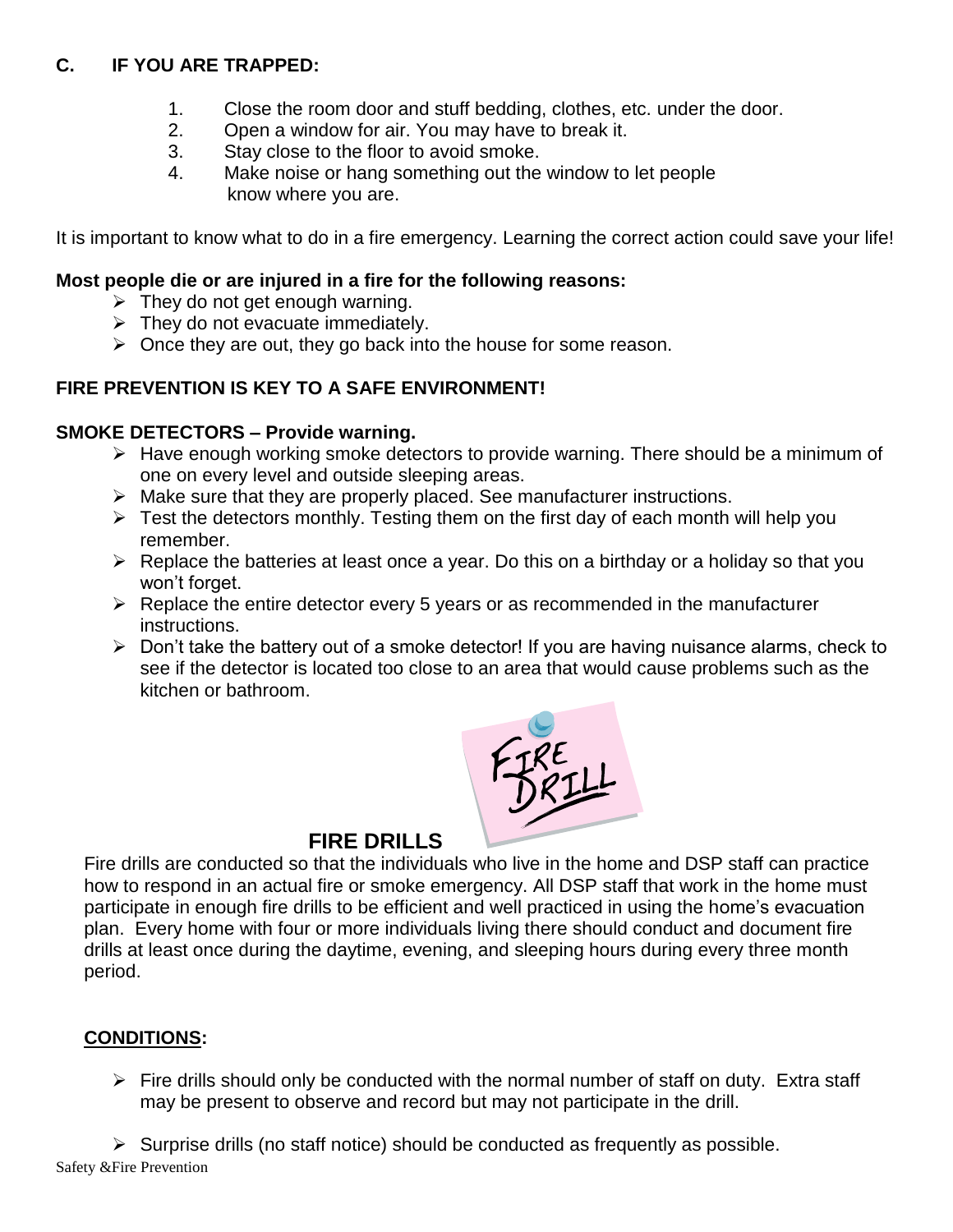## C. IF YOU ARE TRAPPED:

1. Close the room door and stuff bedding, clothes, etc. under the door.
2. Open a window for air. You may have to break it.
3. Stay close to the floor to avoid smoke.
4. Make noise or hang something out the window to let people know where you are.

It is important to know what to do in a fire emergency. Learning the correct action could save your life!

**Most people die or are injured in a fire for the following reasons:**

- They do not get enough warning.
- They do not evacuate immediately.
- Once they are out, they go back into the house for some reason.

**FIRE PREVENTION IS KEY TO A SAFE ENVIRONMENT!**

**SMOKE DETECTORS – Provide warning.**

- Have enough working smoke detectors to provide warning. There should be a minimum of one on every level and outside sleeping areas.
- Make sure that they are properly placed. See manufacturer instructions.
- Test the detectors monthly. Testing them on the first day of each month will help you remember.
- Replace the batteries at least once a year. Do this on a birthday or a holiday so that you won't forget.
- Replace the entire detector every 5 years or as recommended in the manufacturer instructions.
- Don't take the battery out of a smoke detector! If you are having nuisance alarms, check to see if the detector is located too close to an area that would cause problems such as the kitchen or bathroom.

## FIRE DRILLS

Fire drills are conducted so that the individuals who live in the home and DSP staff can practice how to respond in an actual fire or smoke emergency. All DSP staff that work in the home must participate in enough fire drills to be efficient and well practiced in using the home's evacuation plan. Every home with four or more individuals living there should conduct and document fire drills at least once during the daytime, evening, and sleeping hours during every three month period.

**<u>CONDITIONS</u>:**

- Fire drills should only be conducted with the normal number of staff on duty. Extra staff may be present to observe and record but may not participate in the drill.
- Surprise drills (no staff notice) should be conducted as frequently as possible.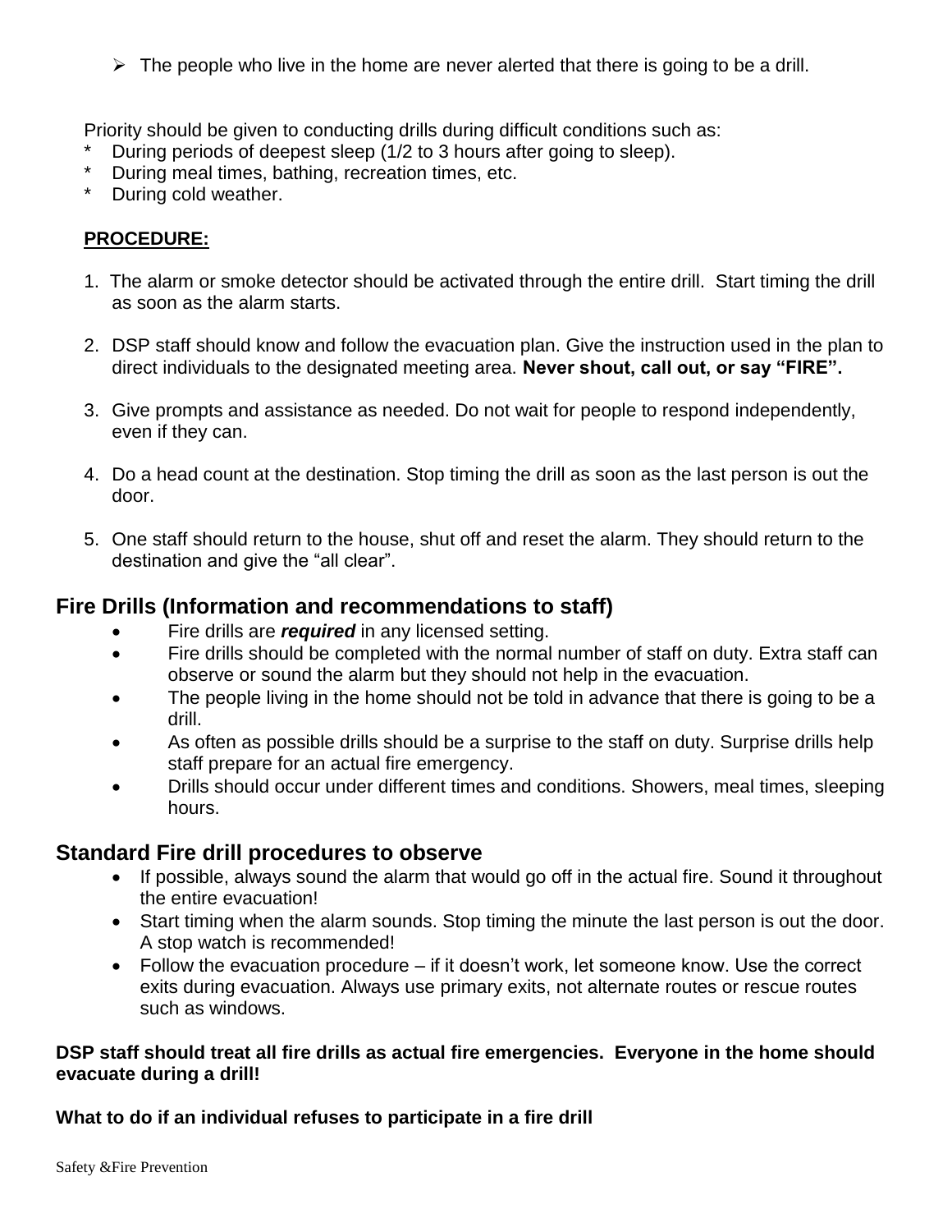- The people who live in the home are never alerted that there is going to be a drill.

Priority should be given to conducting drills during difficult conditions such as:

* During periods of deepest sleep (1/2 to 3 hours after going to sleep).
* During meal times, bathing, recreation times, etc.
* During cold weather.

**PROCEDURE:**

1. The alarm or smoke detector should be activated through the entire drill. Start timing the drill as soon as the alarm starts.

2. DSP staff should know and follow the evacuation plan. Give the instruction used in the plan to direct individuals to the designated meeting area. **Never shout, call out, or say "FIRE".**

3. Give prompts and assistance as needed. Do not wait for people to respond independently, even if they can.

4. Do a head count at the destination. Stop timing the drill as soon as the last person is out the door.

5. One staff should return to the house, shut off and reset the alarm. They should return to the destination and give the "all clear".

## Fire Drills (Information and recommendations to staff)

- Fire drills are ***required*** in any licensed setting.
- Fire drills should be completed with the normal number of staff on duty. Extra staff can observe or sound the alarm but they should not help in the evacuation.
- The people living in the home should not be told in advance that there is going to be a drill.
- As often as possible drills should be a surprise to the staff on duty. Surprise drills help staff prepare for an actual fire emergency.
- Drills should occur under different times and conditions. Showers, meal times, sleeping hours.

## Standard Fire drill procedures to observe

- If possible, always sound the alarm that would go off in the actual fire. Sound it throughout the entire evacuation!
- Start timing when the alarm sounds. Stop timing the minute the last person is out the door. A stop watch is recommended!
- Follow the evacuation procedure – if it doesn't work, let someone know. Use the correct exits during evacuation. Always use primary exits, not alternate routes or rescue routes such as windows.

**DSP staff should treat all fire drills as actual fire emergencies. Everyone in the home should evacuate during a drill!**

**What to do if an individual refuses to participate in a fire drill**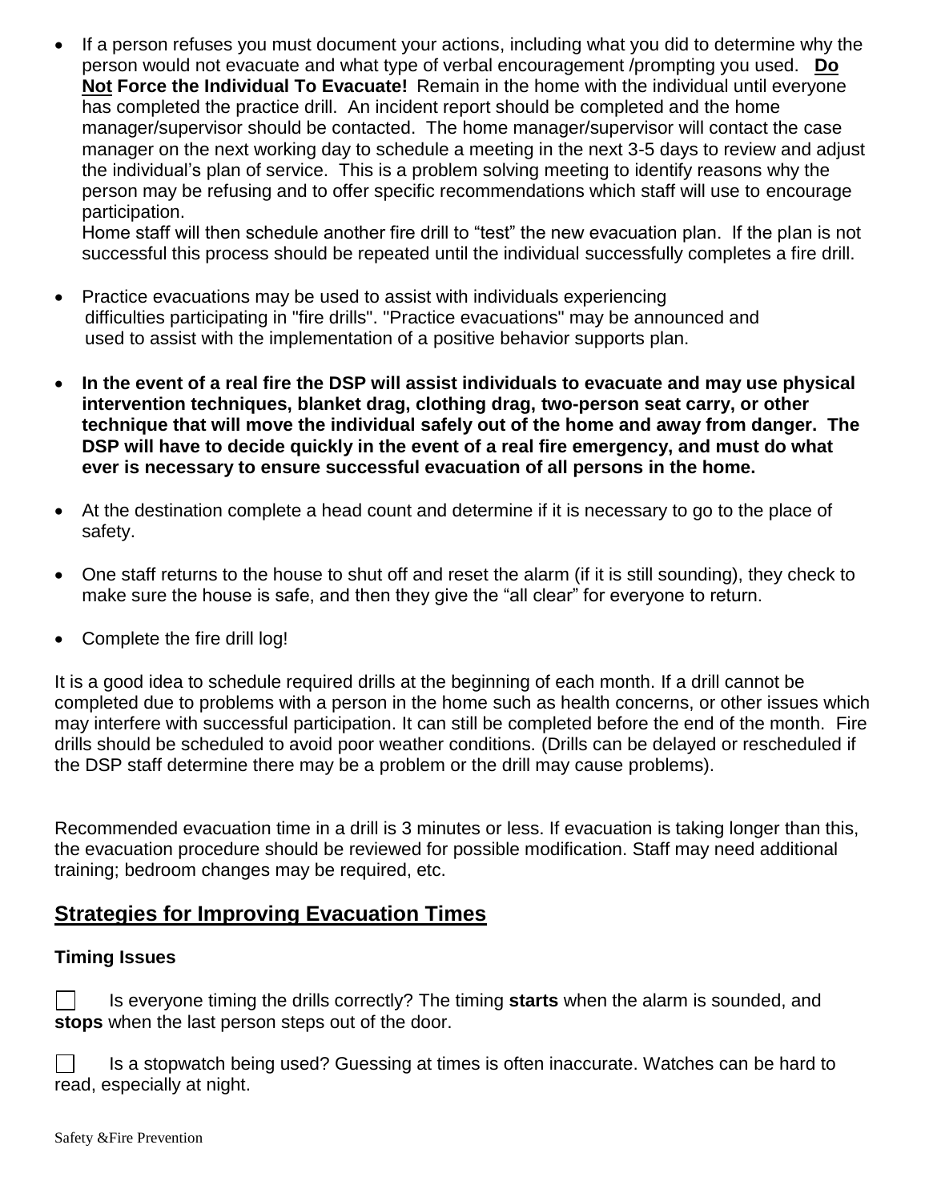- If a person refuses you must document your actions, including what you did to determine why the person would not evacuate and what type of verbal encouragement /prompting you used. **Do Not Force the Individual To Evacuate!** Remain in the home with the individual until everyone has completed the practice drill. An incident report should be completed and the home manager/supervisor should be contacted. The home manager/supervisor will contact the case manager on the next working day to schedule a meeting in the next 3-5 days to review and adjust the individual's plan of service. This is a problem solving meeting to identify reasons why the person may be refusing and to offer specific recommendations which staff will use to encourage participation.
  Home staff will then schedule another fire drill to "test" the new evacuation plan. If the plan is not successful this process should be repeated until the individual successfully completes a fire drill.

- Practice evacuations may be used to assist with individuals experiencing difficulties participating in "fire drills". "Practice evacuations" may be announced and used to assist with the implementation of a positive behavior supports plan.

- **In the event of a real fire the DSP will assist individuals to evacuate and may use physical intervention techniques, blanket drag, clothing drag, two-person seat carry, or other technique that will move the individual safely out of the home and away from danger. The DSP will have to decide quickly in the event of a real fire emergency, and must do what ever is necessary to ensure successful evacuation of all persons in the home.**

- At the destination complete a head count and determine if it is necessary to go to the place of safety.

- One staff returns to the house to shut off and reset the alarm (if it is still sounding), they check to make sure the house is safe, and then they give the "all clear" for everyone to return.

- Complete the fire drill log!

It is a good idea to schedule required drills at the beginning of each month. If a drill cannot be completed due to problems with a person in the home such as health concerns, or other issues which may interfere with successful participation. It can still be completed before the end of the month. Fire drills should be scheduled to avoid poor weather conditions. (Drills can be delayed or rescheduled if the DSP staff determine there may be a problem or the drill may cause problems).

Recommended evacuation time in a drill is 3 minutes or less. If evacuation is taking longer than this, the evacuation procedure should be reviewed for possible modification. Staff may need additional training; bedroom changes may be required, etc.

## Strategies for Improving Evacuation Times

### Timing Issues

☐ Is everyone timing the drills correctly? The timing **starts** when the alarm is sounded, and **stops** when the last person steps out of the door.

☐ Is a stopwatch being used? Guessing at times is often inaccurate. Watches can be hard to read, especially at night.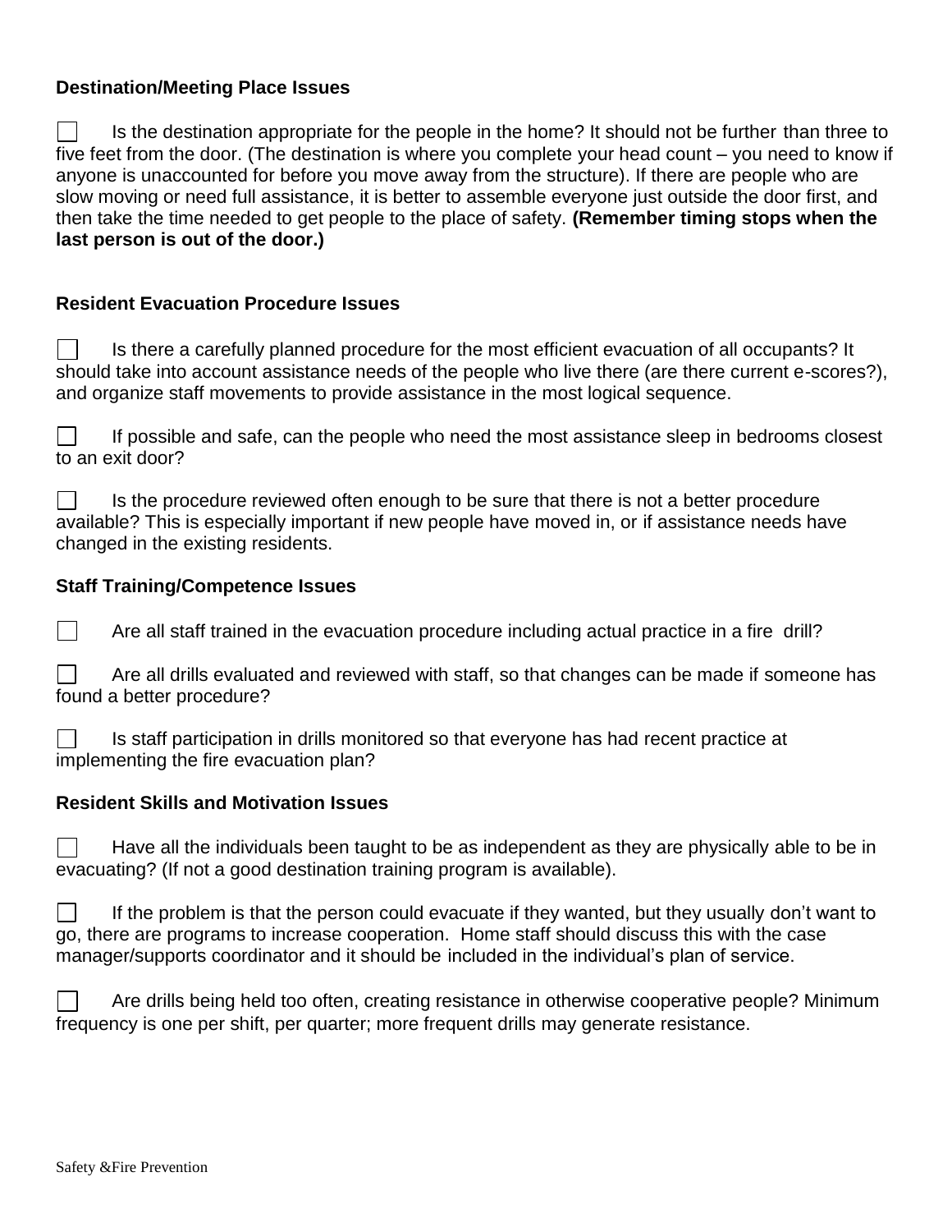### Destination/Meeting Place Issues

☐ Is the destination appropriate for the people in the home? It should not be further than three to five feet from the door. (The destination is where you complete your head count – you need to know if anyone is unaccounted for before you move away from the structure). If there are people who are slow moving or need full assistance, it is better to assemble everyone just outside the door first, and then take the time needed to get people to the place of safety. **(Remember timing stops when the last person is out of the door.)**

### Resident Evacuation Procedure Issues

☐ Is there a carefully planned procedure for the most efficient evacuation of all occupants? It should take into account assistance needs of the people who live there (are there current e-scores?), and organize staff movements to provide assistance in the most logical sequence.

☐ If possible and safe, can the people who need the most assistance sleep in bedrooms closest to an exit door?

☐ Is the procedure reviewed often enough to be sure that there is not a better procedure available? This is especially important if new people have moved in, or if assistance needs have changed in the existing residents.

### Staff Training/Competence Issues

☐ Are all staff trained in the evacuation procedure including actual practice in a fire drill?

☐ Are all drills evaluated and reviewed with staff, so that changes can be made if someone has found a better procedure?

☐ Is staff participation in drills monitored so that everyone has had recent practice at implementing the fire evacuation plan?

### Resident Skills and Motivation Issues

☐ Have all the individuals been taught to be as independent as they are physically able to be in evacuating? (If not a good destination training program is available).

☐ If the problem is that the person could evacuate if they wanted, but they usually don't want to go, there are programs to increase cooperation. Home staff should discuss this with the case manager/supports coordinator and it should be included in the individual's plan of service.

☐ Are drills being held too often, creating resistance in otherwise cooperative people? Minimum frequency is one per shift, per quarter; more frequent drills may generate resistance.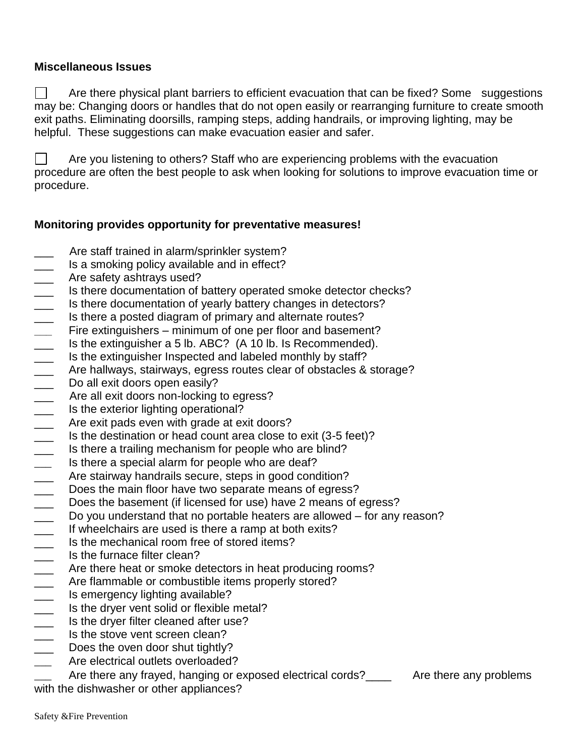**Miscellaneous Issues**

☐ Are there physical plant barriers to efficient evacuation that can be fixed? Some suggestions may be: Changing doors or handles that do not open easily or rearranging furniture to create smooth exit paths. Eliminating doorsills, ramping steps, adding handrails, or improving lighting, may be helpful. These suggestions can make evacuation easier and safer.

☐ Are you listening to others? Staff who are experiencing problems with the evacuation procedure are often the best people to ask when looking for solutions to improve evacuation time or procedure.

**Monitoring provides opportunity for preventative measures!**

___ Are staff trained in alarm/sprinkler system?
___ Is a smoking policy available and in effect?
___ Are safety ashtrays used?
___ Is there documentation of battery operated smoke detector checks?
___ Is there documentation of yearly battery changes in detectors?
___ Is there a posted diagram of primary and alternate routes?
___ Fire extinguishers – minimum of one per floor and basement?
___ Is the extinguisher a 5 lb. ABC? (A 10 lb. Is Recommended).
___ Is the extinguisher Inspected and labeled monthly by staff?
___ Are hallways, stairways, egress routes clear of obstacles & storage?
___ Do all exit doors open easily?
___ Are all exit doors non-locking to egress?
___ Is the exterior lighting operational?
___ Are exit pads even with grade at exit doors?
___ Is the destination or head count area close to exit (3-5 feet)?
___ Is there a trailing mechanism for people who are blind?
___ Is there a special alarm for people who are deaf?
___ Are stairway handrails secure, steps in good condition?
___ Does the main floor have two separate means of egress?
___ Does the basement (if licensed for use) have 2 means of egress?
___ Do you understand that no portable heaters are allowed – for any reason?
___ If wheelchairs are used is there a ramp at both exits?
___ Is the mechanical room free of stored items?
___ Is the furnace filter clean?
___ Are there heat or smoke detectors in heat producing rooms?
___ Are flammable or combustible items properly stored?
___ Is emergency lighting available?
___ Is the dryer vent solid or flexible metal?
___ Is the dryer filter cleaned after use?
___ Is the stove vent screen clean?
___ Does the oven door shut tightly?
___ Are electrical outlets overloaded?
___ Are there any frayed, hanging or exposed electrical cords?____ Are there any problems with the dishwasher or other appliances?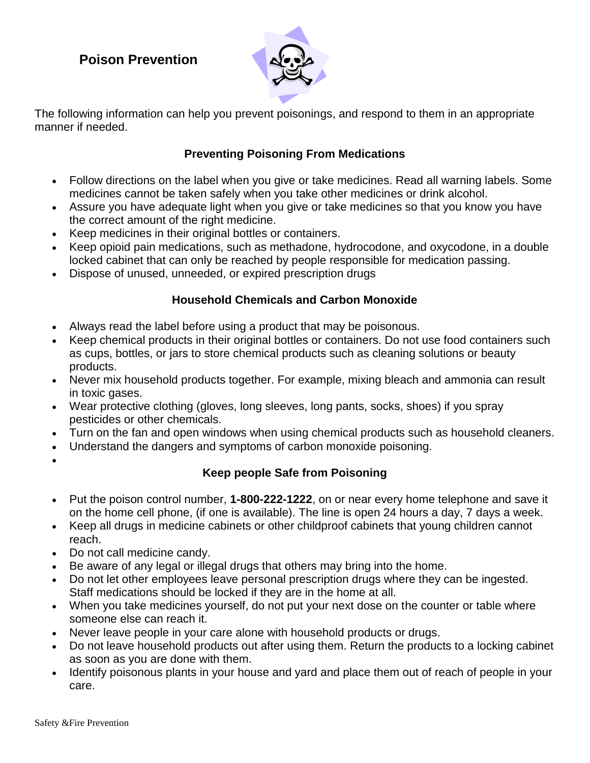# Poison Prevention

The following information can help you prevent poisonings, and respond to them in an appropriate manner if needed.

## Preventing Poisoning From Medications

- Follow directions on the label when you give or take medicines. Read all warning labels. Some medicines cannot be taken safely when you take other medicines or drink alcohol.
- Assure you have adequate light when you give or take medicines so that you know you have the correct amount of the right medicine.
- Keep medicines in their original bottles or containers.
- Keep opioid pain medications, such as methadone, hydrocodone, and oxycodone, in a double locked cabinet that can only be reached by people responsible for medication passing.
- Dispose of unused, unneeded, or expired prescription drugs

## Household Chemicals and Carbon Monoxide

- Always read the label before using a product that may be poisonous.
- Keep chemical products in their original bottles or containers. Do not use food containers such as cups, bottles, or jars to store chemical products such as cleaning solutions or beauty products.
- Never mix household products together. For example, mixing bleach and ammonia can result in toxic gases.
- Wear protective clothing (gloves, long sleeves, long pants, socks, shoes) if you spray pesticides or other chemicals.
- Turn on the fan and open windows when using chemical products such as household cleaners.
- Understand the dangers and symptoms of carbon monoxide poisoning.

## Keep people Safe from Poisoning

- Put the poison control number, **1-800-222-1222**, on or near every home telephone and save it on the home cell phone, (if one is available). The line is open 24 hours a day, 7 days a week.
- Keep all drugs in medicine cabinets or other childproof cabinets that young children cannot reach.
- Do not call medicine candy.
- Be aware of any legal or illegal drugs that others may bring into the home.
- Do not let other employees leave personal prescription drugs where they can be ingested. Staff medications should be locked if they are in the home at all.
- When you take medicines yourself, do not put your next dose on the counter or table where someone else can reach it.
- Never leave people in your care alone with household products or drugs.
- Do not leave household products out after using them. Return the products to a locking cabinet as soon as you are done with them.
- Identify poisonous plants in your house and yard and place them out of reach of people in your care.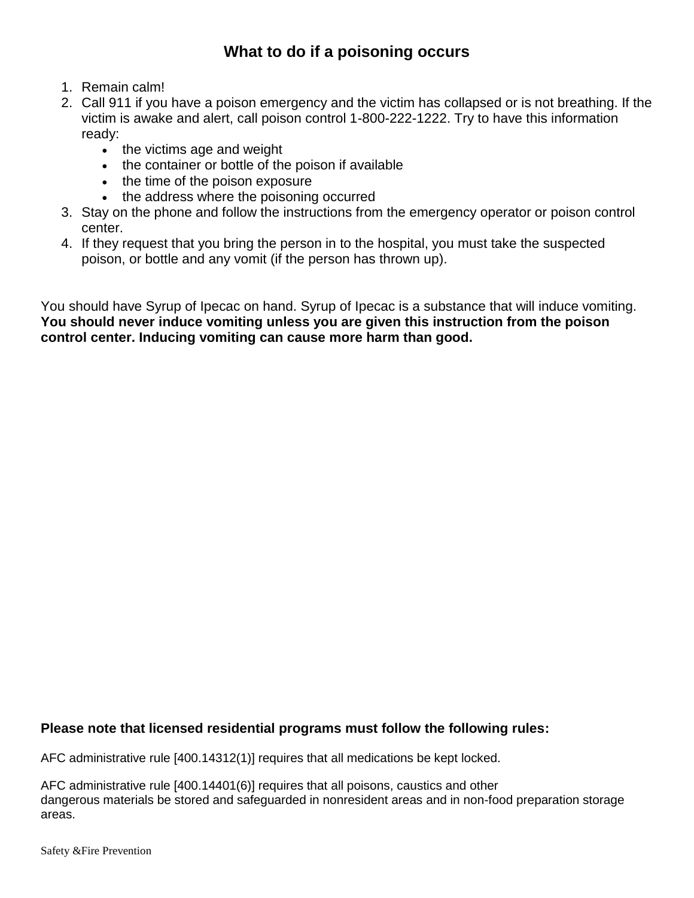# What to do if a poisoning occurs

1. Remain calm!
2. Call 911 if you have a poison emergency and the victim has collapsed or is not breathing. If the victim is awake and alert, call poison control 1-800-222-1222. Try to have this information ready:
   - the victims age and weight
   - the container or bottle of the poison if available
   - the time of the poison exposure
   - the address where the poisoning occurred
3. Stay on the phone and follow the instructions from the emergency operator or poison control center.
4. If they request that you bring the person in to the hospital, you must take the suspected poison, or bottle and any vomit (if the person has thrown up).

You should have Syrup of Ipecac on hand. Syrup of Ipecac is a substance that will induce vomiting. **You should never induce vomiting unless you are given this instruction from the poison control center. Inducing vomiting can cause more harm than good.**

**Please note that licensed residential programs must follow the following rules:**

AFC administrative rule [400.14312(1)] requires that all medications be kept locked.

AFC administrative rule [400.14401(6)] requires that all poisons, caustics and other dangerous materials be stored and safeguarded in nonresident areas and in non-food preparation storage areas.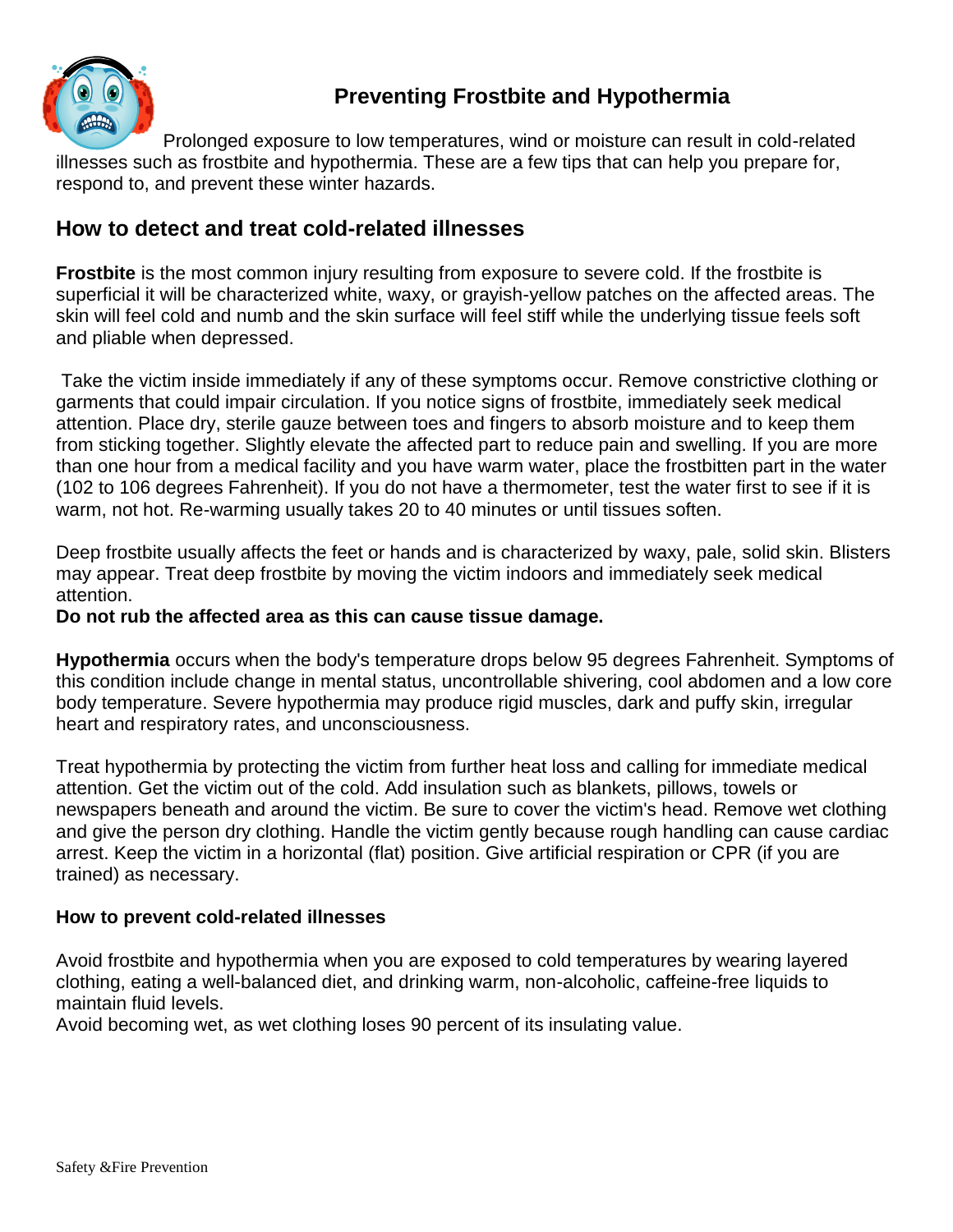# Preventing Frostbite and Hypothermia

Prolonged exposure to low temperatures, wind or moisture can result in cold-related illnesses such as frostbite and hypothermia. These are a few tips that can help you prepare for, respond to, and prevent these winter hazards.

## How to detect and treat cold-related illnesses

**Frostbite** is the most common injury resulting from exposure to severe cold. If the frostbite is superficial it will be characterized white, waxy, or grayish-yellow patches on the affected areas. The skin will feel cold and numb and the skin surface will feel stiff while the underlying tissue feels soft and pliable when depressed.

Take the victim inside immediately if any of these symptoms occur. Remove constrictive clothing or garments that could impair circulation. If you notice signs of frostbite, immediately seek medical attention. Place dry, sterile gauze between toes and fingers to absorb moisture and to keep them from sticking together. Slightly elevate the affected part to reduce pain and swelling. If you are more than one hour from a medical facility and you have warm water, place the frostbitten part in the water (102 to 106 degrees Fahrenheit). If you do not have a thermometer, test the water first to see if it is warm, not hot. Re-warming usually takes 20 to 40 minutes or until tissues soften.

Deep frostbite usually affects the feet or hands and is characterized by waxy, pale, solid skin. Blisters may appear. Treat deep frostbite by moving the victim indoors and immediately seek medical attention.

**Do not rub the affected area as this can cause tissue damage.**

**Hypothermia** occurs when the body's temperature drops below 95 degrees Fahrenheit. Symptoms of this condition include change in mental status, uncontrollable shivering, cool abdomen and a low core body temperature. Severe hypothermia may produce rigid muscles, dark and puffy skin, irregular heart and respiratory rates, and unconsciousness.

Treat hypothermia by protecting the victim from further heat loss and calling for immediate medical attention. Get the victim out of the cold. Add insulation such as blankets, pillows, towels or newspapers beneath and around the victim. Be sure to cover the victim's head. Remove wet clothing and give the person dry clothing. Handle the victim gently because rough handling can cause cardiac arrest. Keep the victim in a horizontal (flat) position. Give artificial respiration or CPR (if you are trained) as necessary.

### How to prevent cold-related illnesses

Avoid frostbite and hypothermia when you are exposed to cold temperatures by wearing layered clothing, eating a well-balanced diet, and drinking warm, non-alcoholic, caffeine-free liquids to maintain fluid levels.

Avoid becoming wet, as wet clothing loses 90 percent of its insulating value.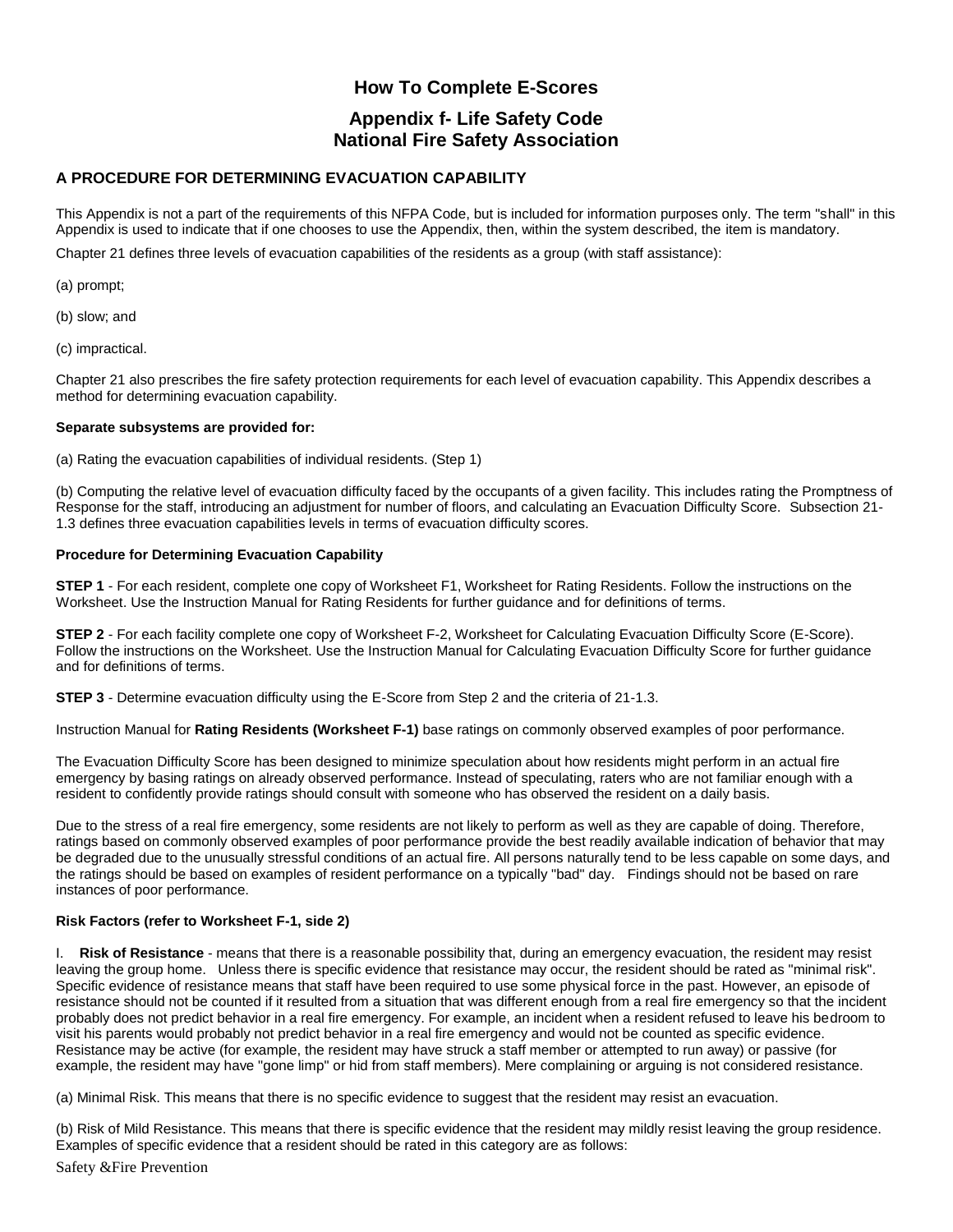# How To Complete E-Scores

## Appendix f- Life Safety Code National Fire Safety Association

### A PROCEDURE FOR DETERMINING EVACUATION CAPABILITY

This Appendix is not a part of the requirements of this NFPA Code, but is included for information purposes only. The term "shall" in this Appendix is used to indicate that if one chooses to use the Appendix, then, within the system described, the item is mandatory.

Chapter 21 defines three levels of evacuation capabilities of the residents as a group (with staff assistance):

(a) prompt;

(b) slow; and

(c) impractical.

Chapter 21 also prescribes the fire safety protection requirements for each level of evacuation capability. This Appendix describes a method for determining evacuation capability.

**Separate subsystems are provided for:**

(a) Rating the evacuation capabilities of individual residents. (Step 1)

(b) Computing the relative level of evacuation difficulty faced by the occupants of a given facility. This includes rating the Promptness of Response for the staff, introducing an adjustment for number of floors, and calculating an Evacuation Difficulty Score. Subsection 21-1.3 defines three evacuation capabilities levels in terms of evacuation difficulty scores.

**Procedure for Determining Evacuation Capability**

**STEP 1** - For each resident, complete one copy of Worksheet F1, Worksheet for Rating Residents. Follow the instructions on the Worksheet. Use the Instruction Manual for Rating Residents for further guidance and for definitions of terms.

**STEP 2** - For each facility complete one copy of Worksheet F-2, Worksheet for Calculating Evacuation Difficulty Score (E-Score). Follow the instructions on the Worksheet. Use the Instruction Manual for Calculating Evacuation Difficulty Score for further guidance and for definitions of terms.

**STEP 3** - Determine evacuation difficulty using the E-Score from Step 2 and the criteria of 21-1.3.

Instruction Manual for **Rating Residents (Worksheet F-1)** base ratings on commonly observed examples of poor performance.

The Evacuation Difficulty Score has been designed to minimize speculation about how residents might perform in an actual fire emergency by basing ratings on already observed performance. Instead of speculating, raters who are not familiar enough with a resident to confidently provide ratings should consult with someone who has observed the resident on a daily basis.

Due to the stress of a real fire emergency, some residents are not likely to perform as well as they are capable of doing. Therefore, ratings based on commonly observed examples of poor performance provide the best readily available indication of behavior that may be degraded due to the unusually stressful conditions of an actual fire. All persons naturally tend to be less capable on some days, and the ratings should be based on examples of resident performance on a typically "bad" day. Findings should not be based on rare instances of poor performance.

**Risk Factors (refer to Worksheet F-1, side 2)**

I. **Risk of Resistance** - means that there is a reasonable possibility that, during an emergency evacuation, the resident may resist leaving the group home. Unless there is specific evidence that resistance may occur, the resident should be rated as "minimal risk". Specific evidence of resistance means that staff have been required to use some physical force in the past. However, an episode of resistance should not be counted if it resulted from a situation that was different enough from a real fire emergency so that the incident probably does not predict behavior in a real fire emergency. For example, an incident when a resident refused to leave his bedroom to visit his parents would probably not predict behavior in a real fire emergency and would not be counted as specific evidence. Resistance may be active (for example, the resident may have struck a staff member or attempted to run away) or passive (for example, the resident may have "gone limp" or hid from staff members). Mere complaining or arguing is not considered resistance.

(a) Minimal Risk. This means that there is no specific evidence to suggest that the resident may resist an evacuation.

(b) Risk of Mild Resistance. This means that there is specific evidence that the resident may mildly resist leaving the group residence. Examples of specific evidence that a resident should be rated in this category are as follows: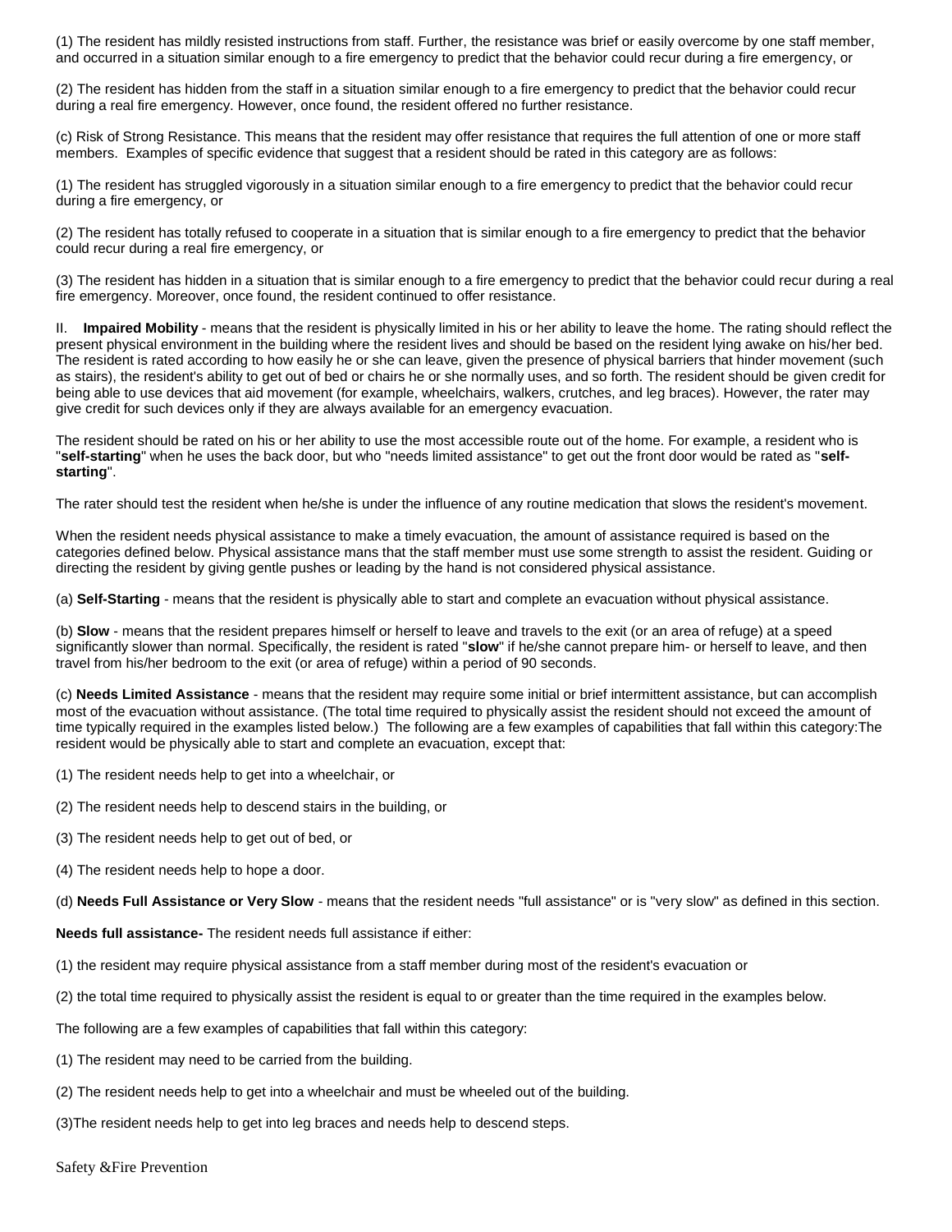(1) The resident has mildly resisted instructions from staff. Further, the resistance was brief or easily overcome by one staff member, and occurred in a situation similar enough to a fire emergency to predict that the behavior could recur during a fire emergency, or

(2) The resident has hidden from the staff in a situation similar enough to a fire emergency to predict that the behavior could recur during a real fire emergency. However, once found, the resident offered no further resistance.

(c) Risk of Strong Resistance. This means that the resident may offer resistance that requires the full attention of one or more staff members. Examples of specific evidence that suggest that a resident should be rated in this category are as follows:

(1) The resident has struggled vigorously in a situation similar enough to a fire emergency to predict that the behavior could recur during a fire emergency, or

(2) The resident has totally refused to cooperate in a situation that is similar enough to a fire emergency to predict that the behavior could recur during a real fire emergency, or

(3) The resident has hidden in a situation that is similar enough to a fire emergency to predict that the behavior could recur during a real fire emergency. Moreover, once found, the resident continued to offer resistance.

II. **Impaired Mobility** - means that the resident is physically limited in his or her ability to leave the home. The rating should reflect the present physical environment in the building where the resident lives and should be based on the resident lying awake on his/her bed. The resident is rated according to how easily he or she can leave, given the presence of physical barriers that hinder movement (such as stairs), the resident's ability to get out of bed or chairs he or she normally uses, and so forth. The resident should be given credit for being able to use devices that aid movement (for example, wheelchairs, walkers, crutches, and leg braces). However, the rater may give credit for such devices only if they are always available for an emergency evacuation.

The resident should be rated on his or her ability to use the most accessible route out of the home. For example, a resident who is "**self-starting**" when he uses the back door, but who "needs limited assistance" to get out the front door would be rated as "**self-starting**".

The rater should test the resident when he/she is under the influence of any routine medication that slows the resident's movement.

When the resident needs physical assistance to make a timely evacuation, the amount of assistance required is based on the categories defined below. Physical assistance mans that the staff member must use some strength to assist the resident. Guiding or directing the resident by giving gentle pushes or leading by the hand is not considered physical assistance.

(a) **Self-Starting** - means that the resident is physically able to start and complete an evacuation without physical assistance.

(b) **Slow** - means that the resident prepares himself or herself to leave and travels to the exit (or an area of refuge) at a speed significantly slower than normal. Specifically, the resident is rated "**slow**" if he/she cannot prepare him- or herself to leave, and then travel from his/her bedroom to the exit (or area of refuge) within a period of 90 seconds.

(c) **Needs Limited Assistance** - means that the resident may require some initial or brief intermittent assistance, but can accomplish most of the evacuation without assistance. (The total time required to physically assist the resident should not exceed the amount of time typically required in the examples listed below.) The following are a few examples of capabilities that fall within this category:The resident would be physically able to start and complete an evacuation, except that:

(1) The resident needs help to get into a wheelchair, or

(2) The resident needs help to descend stairs in the building, or

(3) The resident needs help to get out of bed, or

(4) The resident needs help to hope a door.

(d) **Needs Full Assistance or Very Slow** - means that the resident needs "full assistance" or is "very slow" as defined in this section.

**Needs full assistance-** The resident needs full assistance if either:

(1) the resident may require physical assistance from a staff member during most of the resident's evacuation or

(2) the total time required to physically assist the resident is equal to or greater than the time required in the examples below.

The following are a few examples of capabilities that fall within this category:

(1) The resident may need to be carried from the building.

(2) The resident needs help to get into a wheelchair and must be wheeled out of the building.

(3)The resident needs help to get into leg braces and needs help to descend steps.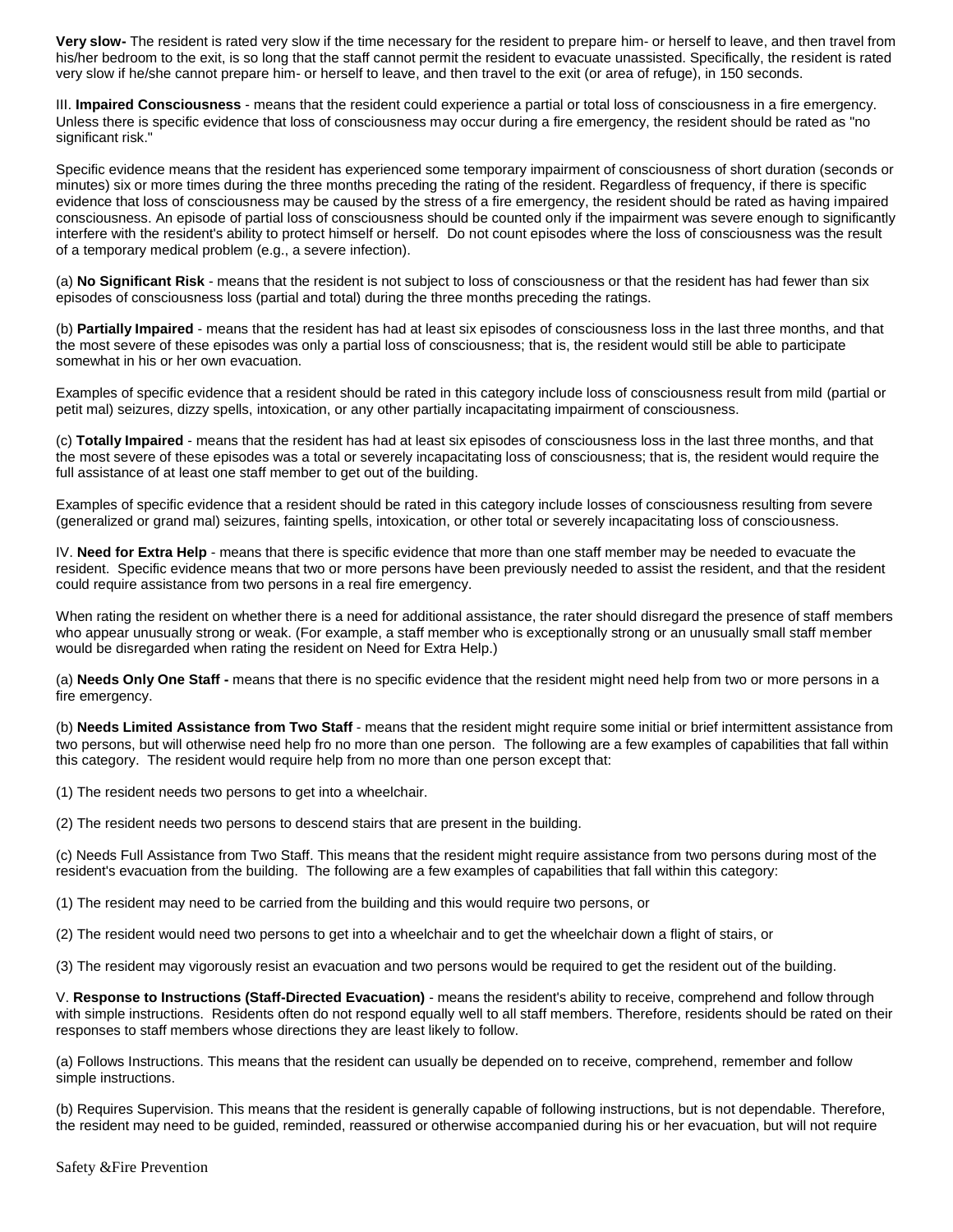**Very slow-** The resident is rated very slow if the time necessary for the resident to prepare him- or herself to leave, and then travel from his/her bedroom to the exit, is so long that the staff cannot permit the resident to evacuate unassisted. Specifically, the resident is rated very slow if he/she cannot prepare him- or herself to leave, and then travel to the exit (or area of refuge), in 150 seconds.

III. **Impaired Consciousness** - means that the resident could experience a partial or total loss of consciousness in a fire emergency. Unless there is specific evidence that loss of consciousness may occur during a fire emergency, the resident should be rated as "no significant risk."

Specific evidence means that the resident has experienced some temporary impairment of consciousness of short duration (seconds or minutes) six or more times during the three months preceding the rating of the resident. Regardless of frequency, if there is specific evidence that loss of consciousness may be caused by the stress of a fire emergency, the resident should be rated as having impaired consciousness. An episode of partial loss of consciousness should be counted only if the impairment was severe enough to significantly interfere with the resident's ability to protect himself or herself. Do not count episodes where the loss of consciousness was the result of a temporary medical problem (e.g., a severe infection).

(a) **No Significant Risk** - means that the resident is not subject to loss of consciousness or that the resident has had fewer than six episodes of consciousness loss (partial and total) during the three months preceding the ratings.

(b) **Partially Impaired** - means that the resident has had at least six episodes of consciousness loss in the last three months, and that the most severe of these episodes was only a partial loss of consciousness; that is, the resident would still be able to participate somewhat in his or her own evacuation.

Examples of specific evidence that a resident should be rated in this category include loss of consciousness result from mild (partial or petit mal) seizures, dizzy spells, intoxication, or any other partially incapacitating impairment of consciousness.

(c) **Totally Impaired** - means that the resident has had at least six episodes of consciousness loss in the last three months, and that the most severe of these episodes was a total or severely incapacitating loss of consciousness; that is, the resident would require the full assistance of at least one staff member to get out of the building.

Examples of specific evidence that a resident should be rated in this category include losses of consciousness resulting from severe (generalized or grand mal) seizures, fainting spells, intoxication, or other total or severely incapacitating loss of consciousness.

IV. **Need for Extra Help** - means that there is specific evidence that more than one staff member may be needed to evacuate the resident. Specific evidence means that two or more persons have been previously needed to assist the resident, and that the resident could require assistance from two persons in a real fire emergency.

When rating the resident on whether there is a need for additional assistance, the rater should disregard the presence of staff members who appear unusually strong or weak. (For example, a staff member who is exceptionally strong or an unusually small staff member would be disregarded when rating the resident on Need for Extra Help.)

(a) **Needs Only One Staff -** means that there is no specific evidence that the resident might need help from two or more persons in a fire emergency.

(b) **Needs Limited Assistance from Two Staff** - means that the resident might require some initial or brief intermittent assistance from two persons, but will otherwise need help fro no more than one person. The following are a few examples of capabilities that fall within this category. The resident would require help from no more than one person except that:

(1) The resident needs two persons to get into a wheelchair.

(2) The resident needs two persons to descend stairs that are present in the building.

(c) Needs Full Assistance from Two Staff. This means that the resident might require assistance from two persons during most of the resident's evacuation from the building. The following are a few examples of capabilities that fall within this category:

(1) The resident may need to be carried from the building and this would require two persons, or

(2) The resident would need two persons to get into a wheelchair and to get the wheelchair down a flight of stairs, or

(3) The resident may vigorously resist an evacuation and two persons would be required to get the resident out of the building.

V. **Response to Instructions (Staff-Directed Evacuation)** - means the resident's ability to receive, comprehend and follow through with simple instructions. Residents often do not respond equally well to all staff members. Therefore, residents should be rated on their responses to staff members whose directions they are least likely to follow.

(a) Follows Instructions. This means that the resident can usually be depended on to receive, comprehend, remember and follow simple instructions.

(b) Requires Supervision. This means that the resident is generally capable of following instructions, but is not dependable. Therefore, the resident may need to be guided, reminded, reassured or otherwise accompanied during his or her evacuation, but will not require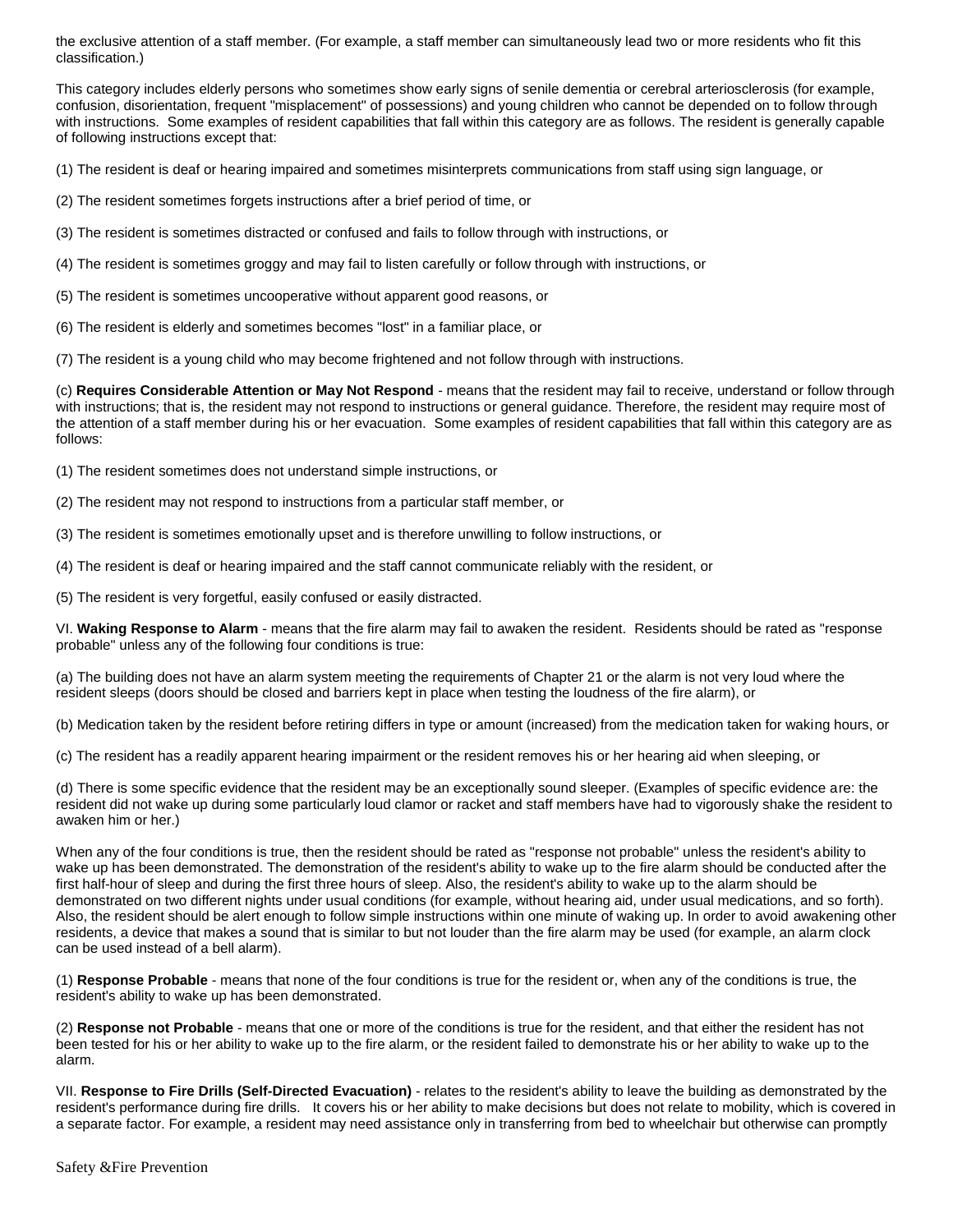the exclusive attention of a staff member. (For example, a staff member can simultaneously lead two or more residents who fit this classification.)

This category includes elderly persons who sometimes show early signs of senile dementia or cerebral arteriosclerosis (for example, confusion, disorientation, frequent "misplacement" of possessions) and young children who cannot be depended on to follow through with instructions. Some examples of resident capabilities that fall within this category are as follows. The resident is generally capable of following instructions except that:

(1) The resident is deaf or hearing impaired and sometimes misinterprets communications from staff using sign language, or

(2) The resident sometimes forgets instructions after a brief period of time, or

(3) The resident is sometimes distracted or confused and fails to follow through with instructions, or

(4) The resident is sometimes groggy and may fail to listen carefully or follow through with instructions, or

(5) The resident is sometimes uncooperative without apparent good reasons, or

(6) The resident is elderly and sometimes becomes "lost" in a familiar place, or

(7) The resident is a young child who may become frightened and not follow through with instructions.

(c) **Requires Considerable Attention or May Not Respond** - means that the resident may fail to receive, understand or follow through with instructions; that is, the resident may not respond to instructions or general guidance. Therefore, the resident may require most of the attention of a staff member during his or her evacuation. Some examples of resident capabilities that fall within this category are as follows:

(1) The resident sometimes does not understand simple instructions, or

(2) The resident may not respond to instructions from a particular staff member, or

(3) The resident is sometimes emotionally upset and is therefore unwilling to follow instructions, or

(4) The resident is deaf or hearing impaired and the staff cannot communicate reliably with the resident, or

(5) The resident is very forgetful, easily confused or easily distracted.

VI. **Waking Response to Alarm** - means that the fire alarm may fail to awaken the resident. Residents should be rated as "response probable" unless any of the following four conditions is true:

(a) The building does not have an alarm system meeting the requirements of Chapter 21 or the alarm is not very loud where the resident sleeps (doors should be closed and barriers kept in place when testing the loudness of the fire alarm), or

(b) Medication taken by the resident before retiring differs in type or amount (increased) from the medication taken for waking hours, or

(c) The resident has a readily apparent hearing impairment or the resident removes his or her hearing aid when sleeping, or

(d) There is some specific evidence that the resident may be an exceptionally sound sleeper. (Examples of specific evidence are: the resident did not wake up during some particularly loud clamor or racket and staff members have had to vigorously shake the resident to awaken him or her.)

When any of the four conditions is true, then the resident should be rated as "response not probable" unless the resident's ability to wake up has been demonstrated. The demonstration of the resident's ability to wake up to the fire alarm should be conducted after the first half-hour of sleep and during the first three hours of sleep. Also, the resident's ability to wake up to the alarm should be demonstrated on two different nights under usual conditions (for example, without hearing aid, under usual medications, and so forth). Also, the resident should be alert enough to follow simple instructions within one minute of waking up. In order to avoid awakening other residents, a device that makes a sound that is similar to but not louder than the fire alarm may be used (for example, an alarm clock can be used instead of a bell alarm).

(1) **Response Probable** - means that none of the four conditions is true for the resident or, when any of the conditions is true, the resident's ability to wake up has been demonstrated.

(2) **Response not Probable** - means that one or more of the conditions is true for the resident, and that either the resident has not been tested for his or her ability to wake up to the fire alarm, or the resident failed to demonstrate his or her ability to wake up to the alarm.

VII. **Response to Fire Drills (Self-Directed Evacuation)** - relates to the resident's ability to leave the building as demonstrated by the resident's performance during fire drills. It covers his or her ability to make decisions but does not relate to mobility, which is covered in a separate factor. For example, a resident may need assistance only in transferring from bed to wheelchair but otherwise can promptly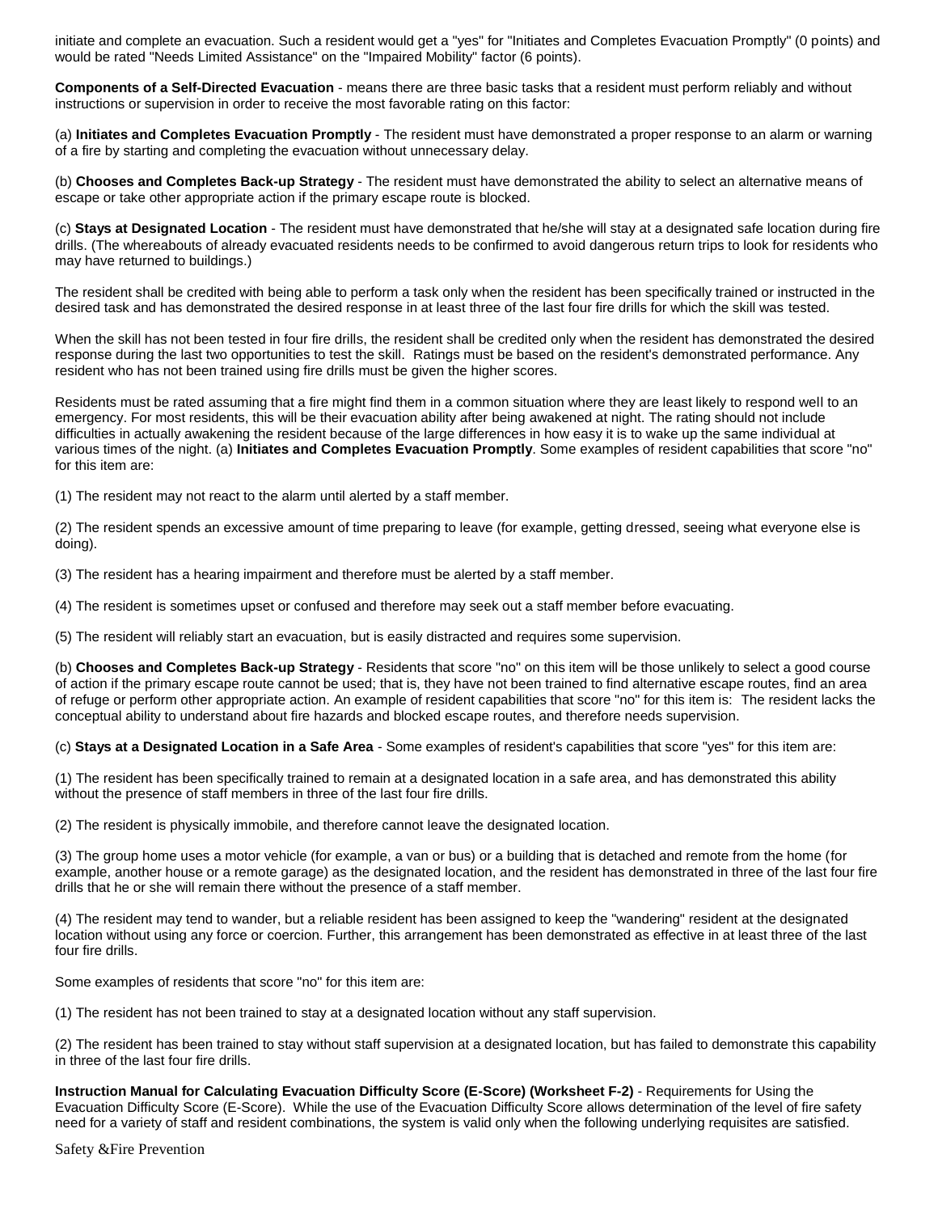initiate and complete an evacuation. Such a resident would get a "yes" for "Initiates and Completes Evacuation Promptly" (0 points) and would be rated "Needs Limited Assistance" on the "Impaired Mobility" factor (6 points).

**Components of a Self-Directed Evacuation** - means there are three basic tasks that a resident must perform reliably and without instructions or supervision in order to receive the most favorable rating on this factor:

(a) **Initiates and Completes Evacuation Promptly** - The resident must have demonstrated a proper response to an alarm or warning of a fire by starting and completing the evacuation without unnecessary delay.

(b) **Chooses and Completes Back-up Strategy** - The resident must have demonstrated the ability to select an alternative means of escape or take other appropriate action if the primary escape route is blocked.

(c) **Stays at Designated Location** - The resident must have demonstrated that he/she will stay at a designated safe location during fire drills. (The whereabouts of already evacuated residents needs to be confirmed to avoid dangerous return trips to look for residents who may have returned to buildings.)

The resident shall be credited with being able to perform a task only when the resident has been specifically trained or instructed in the desired task and has demonstrated the desired response in at least three of the last four fire drills for which the skill was tested.

When the skill has not been tested in four fire drills, the resident shall be credited only when the resident has demonstrated the desired response during the last two opportunities to test the skill. Ratings must be based on the resident's demonstrated performance. Any resident who has not been trained using fire drills must be given the higher scores.

Residents must be rated assuming that a fire might find them in a common situation where they are least likely to respond well to an emergency. For most residents, this will be their evacuation ability after being awakened at night. The rating should not include difficulties in actually awakening the resident because of the large differences in how easy it is to wake up the same individual at various times of the night. (a) **Initiates and Completes Evacuation Promptly**. Some examples of resident capabilities that score "no" for this item are:

(1) The resident may not react to the alarm until alerted by a staff member.

(2) The resident spends an excessive amount of time preparing to leave (for example, getting dressed, seeing what everyone else is doing).

(3) The resident has a hearing impairment and therefore must be alerted by a staff member.

(4) The resident is sometimes upset or confused and therefore may seek out a staff member before evacuating.

(5) The resident will reliably start an evacuation, but is easily distracted and requires some supervision.

(b) **Chooses and Completes Back-up Strategy** - Residents that score "no" on this item will be those unlikely to select a good course of action if the primary escape route cannot be used; that is, they have not been trained to find alternative escape routes, find an area of refuge or perform other appropriate action. An example of resident capabilities that score "no" for this item is: The resident lacks the conceptual ability to understand about fire hazards and blocked escape routes, and therefore needs supervision.

(c) **Stays at a Designated Location in a Safe Area** - Some examples of resident's capabilities that score "yes" for this item are:

(1) The resident has been specifically trained to remain at a designated location in a safe area, and has demonstrated this ability without the presence of staff members in three of the last four fire drills.

(2) The resident is physically immobile, and therefore cannot leave the designated location.

(3) The group home uses a motor vehicle (for example, a van or bus) or a building that is detached and remote from the home (for example, another house or a remote garage) as the designated location, and the resident has demonstrated in three of the last four fire drills that he or she will remain there without the presence of a staff member.

(4) The resident may tend to wander, but a reliable resident has been assigned to keep the "wandering" resident at the designated location without using any force or coercion. Further, this arrangement has been demonstrated as effective in at least three of the last four fire drills.

Some examples of residents that score "no" for this item are:

(1) The resident has not been trained to stay at a designated location without any staff supervision.

(2) The resident has been trained to stay without staff supervision at a designated location, but has failed to demonstrate this capability in three of the last four fire drills.

**Instruction Manual for Calculating Evacuation Difficulty Score (E-Score) (Worksheet F-2)** - Requirements for Using the Evacuation Difficulty Score (E-Score). While the use of the Evacuation Difficulty Score allows determination of the level of fire safety need for a variety of staff and resident combinations, the system is valid only when the following underlying requisites are satisfied.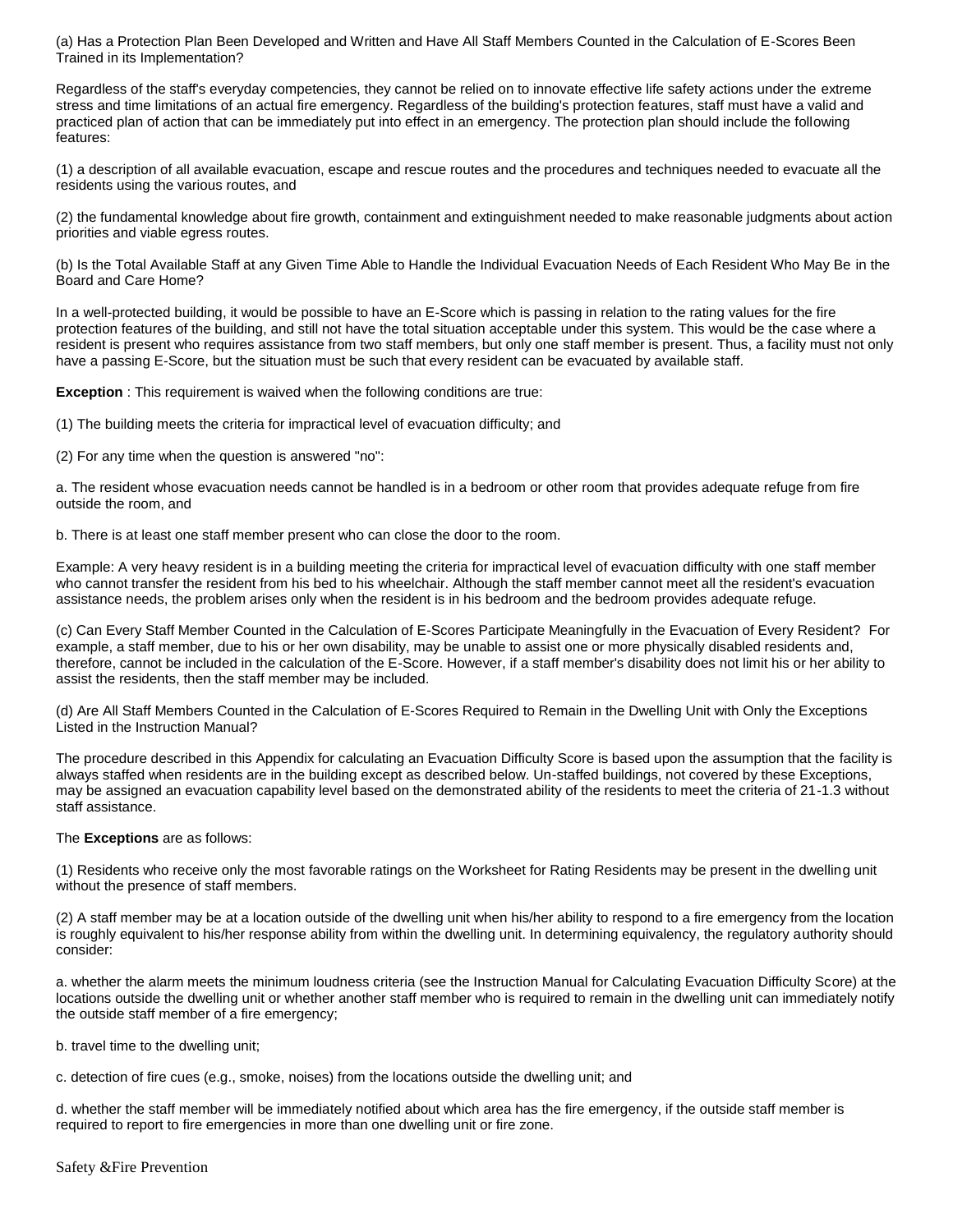(a) Has a Protection Plan Been Developed and Written and Have All Staff Members Counted in the Calculation of E-Scores Been Trained in its Implementation?

Regardless of the staff's everyday competencies, they cannot be relied on to innovate effective life safety actions under the extreme stress and time limitations of an actual fire emergency. Regardless of the building's protection features, staff must have a valid and practiced plan of action that can be immediately put into effect in an emergency. The protection plan should include the following features:

(1) a description of all available evacuation, escape and rescue routes and the procedures and techniques needed to evacuate all the residents using the various routes, and

(2) the fundamental knowledge about fire growth, containment and extinguishment needed to make reasonable judgments about action priorities and viable egress routes.

(b) Is the Total Available Staff at any Given Time Able to Handle the Individual Evacuation Needs of Each Resident Who May Be in the Board and Care Home?

In a well-protected building, it would be possible to have an E-Score which is passing in relation to the rating values for the fire protection features of the building, and still not have the total situation acceptable under this system. This would be the case where a resident is present who requires assistance from two staff members, but only one staff member is present. Thus, a facility must not only have a passing E-Score, but the situation must be such that every resident can be evacuated by available staff.

**Exception** : This requirement is waived when the following conditions are true:

(1) The building meets the criteria for impractical level of evacuation difficulty; and

(2) For any time when the question is answered "no":

a. The resident whose evacuation needs cannot be handled is in a bedroom or other room that provides adequate refuge from fire outside the room, and

b. There is at least one staff member present who can close the door to the room.

Example: A very heavy resident is in a building meeting the criteria for impractical level of evacuation difficulty with one staff member who cannot transfer the resident from his bed to his wheelchair. Although the staff member cannot meet all the resident's evacuation assistance needs, the problem arises only when the resident is in his bedroom and the bedroom provides adequate refuge.

(c) Can Every Staff Member Counted in the Calculation of E-Scores Participate Meaningfully in the Evacuation of Every Resident? For example, a staff member, due to his or her own disability, may be unable to assist one or more physically disabled residents and, therefore, cannot be included in the calculation of the E-Score. However, if a staff member's disability does not limit his or her ability to assist the residents, then the staff member may be included.

(d) Are All Staff Members Counted in the Calculation of E-Scores Required to Remain in the Dwelling Unit with Only the Exceptions Listed in the Instruction Manual?

The procedure described in this Appendix for calculating an Evacuation Difficulty Score is based upon the assumption that the facility is always staffed when residents are in the building except as described below. Un-staffed buildings, not covered by these Exceptions, may be assigned an evacuation capability level based on the demonstrated ability of the residents to meet the criteria of 21-1.3 without staff assistance.

The **Exceptions** are as follows:

(1) Residents who receive only the most favorable ratings on the Worksheet for Rating Residents may be present in the dwelling unit without the presence of staff members.

(2) A staff member may be at a location outside of the dwelling unit when his/her ability to respond to a fire emergency from the location is roughly equivalent to his/her response ability from within the dwelling unit. In determining equivalency, the regulatory authority should consider:

a. whether the alarm meets the minimum loudness criteria (see the Instruction Manual for Calculating Evacuation Difficulty Score) at the locations outside the dwelling unit or whether another staff member who is required to remain in the dwelling unit can immediately notify the outside staff member of a fire emergency;

b. travel time to the dwelling unit;

c. detection of fire cues (e.g., smoke, noises) from the locations outside the dwelling unit; and

d. whether the staff member will be immediately notified about which area has the fire emergency, if the outside staff member is required to report to fire emergencies in more than one dwelling unit or fire zone.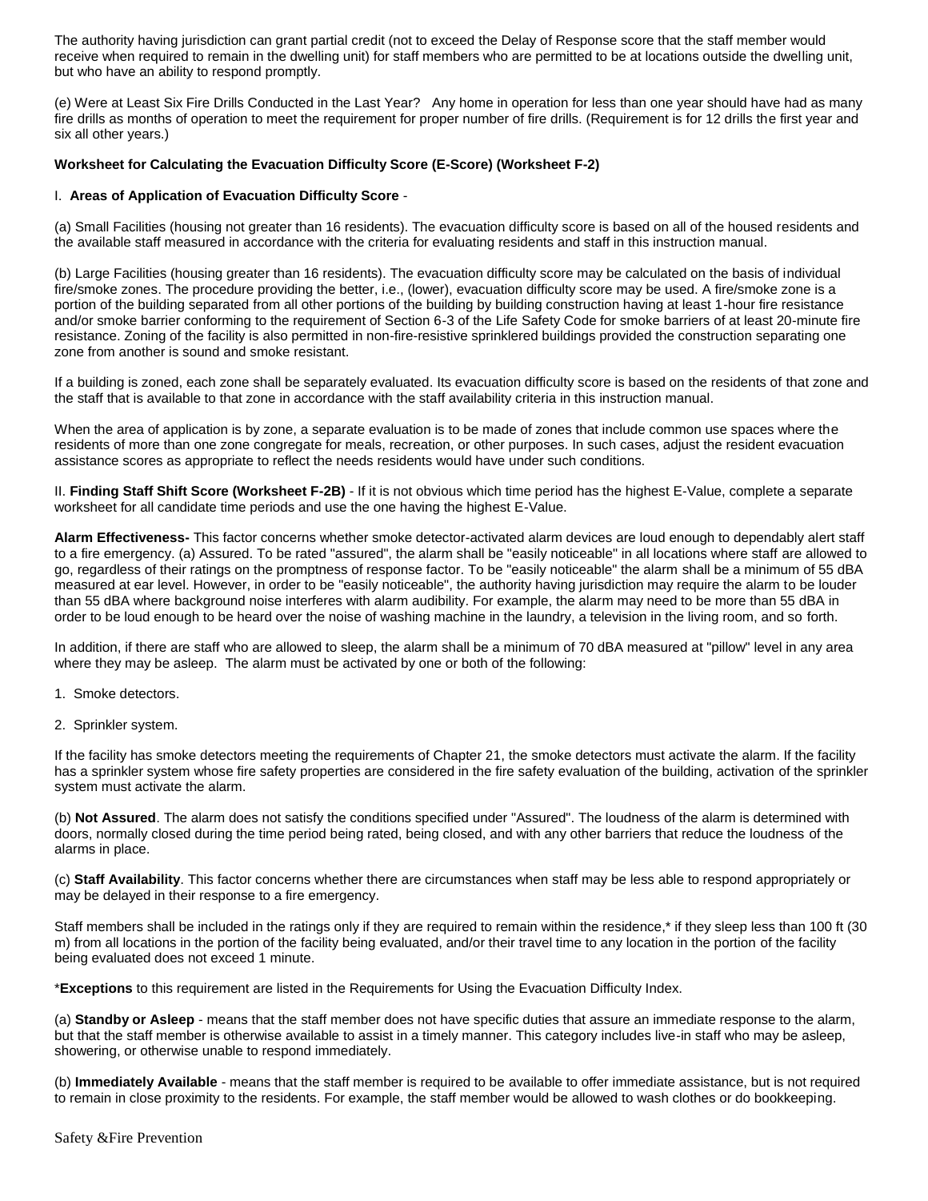The authority having jurisdiction can grant partial credit (not to exceed the Delay of Response score that the staff member would receive when required to remain in the dwelling unit) for staff members who are permitted to be at locations outside the dwelling unit, but who have an ability to respond promptly.

(e) Were at Least Six Fire Drills Conducted in the Last Year? Any home in operation for less than one year should have had as many fire drills as months of operation to meet the requirement for proper number of fire drills. (Requirement is for 12 drills the first year and six all other years.)

**Worksheet for Calculating the Evacuation Difficulty Score (E-Score) (Worksheet F-2)**

I. **Areas of Application of Evacuation Difficulty Score** -

(a) Small Facilities (housing not greater than 16 residents). The evacuation difficulty score is based on all of the housed residents and the available staff measured in accordance with the criteria for evaluating residents and staff in this instruction manual.

(b) Large Facilities (housing greater than 16 residents). The evacuation difficulty score may be calculated on the basis of individual fire/smoke zones. The procedure providing the better, i.e., (lower), evacuation difficulty score may be used. A fire/smoke zone is a portion of the building separated from all other portions of the building by building construction having at least 1-hour fire resistance and/or smoke barrier conforming to the requirement of Section 6-3 of the Life Safety Code for smoke barriers of at least 20-minute fire resistance. Zoning of the facility is also permitted in non-fire-resistive sprinklered buildings provided the construction separating one zone from another is sound and smoke resistant.

If a building is zoned, each zone shall be separately evaluated. Its evacuation difficulty score is based on the residents of that zone and the staff that is available to that zone in accordance with the staff availability criteria in this instruction manual.

When the area of application is by zone, a separate evaluation is to be made of zones that include common use spaces where the residents of more than one zone congregate for meals, recreation, or other purposes. In such cases, adjust the resident evacuation assistance scores as appropriate to reflect the needs residents would have under such conditions.

II. **Finding Staff Shift Score (Worksheet F-2B)** - If it is not obvious which time period has the highest E-Value, complete a separate worksheet for all candidate time periods and use the one having the highest E-Value.

**Alarm Effectiveness-** This factor concerns whether smoke detector-activated alarm devices are loud enough to dependably alert staff to a fire emergency. (a) Assured. To be rated "assured", the alarm shall be "easily noticeable" in all locations where staff are allowed to go, regardless of their ratings on the promptness of response factor. To be "easily noticeable" the alarm shall be a minimum of 55 dBA measured at ear level. However, in order to be "easily noticeable", the authority having jurisdiction may require the alarm to be louder than 55 dBA where background noise interferes with alarm audibility. For example, the alarm may need to be more than 55 dBA in order to be loud enough to be heard over the noise of washing machine in the laundry, a television in the living room, and so forth.

In addition, if there are staff who are allowed to sleep, the alarm shall be a minimum of 70 dBA measured at "pillow" level in any area where they may be asleep. The alarm must be activated by one or both of the following:

1. Smoke detectors.
2. Sprinkler system.

If the facility has smoke detectors meeting the requirements of Chapter 21, the smoke detectors must activate the alarm. If the facility has a sprinkler system whose fire safety properties are considered in the fire safety evaluation of the building, activation of the sprinkler system must activate the alarm.

(b) **Not Assured**. The alarm does not satisfy the conditions specified under "Assured". The loudness of the alarm is determined with doors, normally closed during the time period being rated, being closed, and with any other barriers that reduce the loudness of the alarms in place.

(c) **Staff Availability**. This factor concerns whether there are circumstances when staff may be less able to respond appropriately or may be delayed in their response to a fire emergency.

Staff members shall be included in the ratings only if they are required to remain within the residence,* if they sleep less than 100 ft (30 m) from all locations in the portion of the facility being evaluated, and/or their travel time to any location in the portion of the facility being evaluated does not exceed 1 minute.

***Exceptions** to this requirement are listed in the Requirements for Using the Evacuation Difficulty Index.

(a) **Standby or Asleep** - means that the staff member does not have specific duties that assure an immediate response to the alarm, but that the staff member is otherwise available to assist in a timely manner. This category includes live-in staff who may be asleep, showering, or otherwise unable to respond immediately.

(b) **Immediately Available** - means that the staff member is required to be available to offer immediate assistance, but is not required to remain in close proximity to the residents. For example, the staff member would be allowed to wash clothes or do bookkeeping.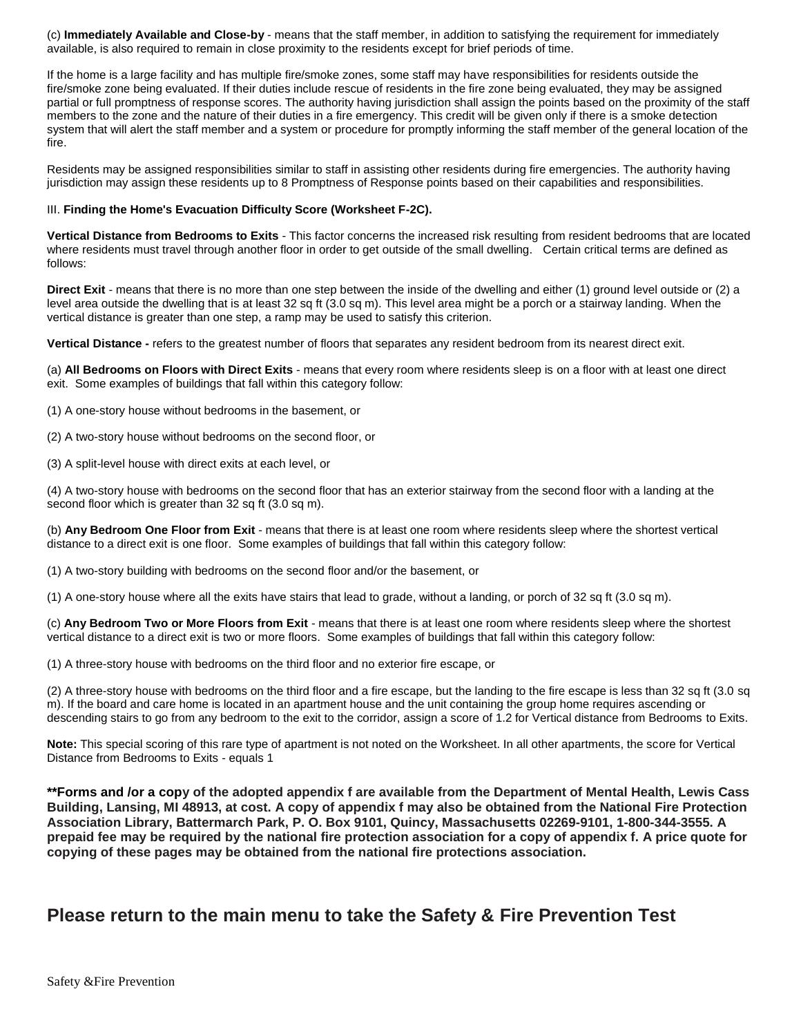(c) **Immediately Available and Close-by** - means that the staff member, in addition to satisfying the requirement for immediately available, is also required to remain in close proximity to the residents except for brief periods of time.

If the home is a large facility and has multiple fire/smoke zones, some staff may have responsibilities for residents outside the fire/smoke zone being evaluated. If their duties include rescue of residents in the fire zone being evaluated, they may be assigned partial or full promptness of response scores. The authority having jurisdiction shall assign the points based on the proximity of the staff members to the zone and the nature of their duties in a fire emergency. This credit will be given only if there is a smoke detection system that will alert the staff member and a system or procedure for promptly informing the staff member of the general location of the fire.

Residents may be assigned responsibilities similar to staff in assisting other residents during fire emergencies. The authority having jurisdiction may assign these residents up to 8 Promptness of Response points based on their capabilities and responsibilities.

III. **Finding the Home's Evacuation Difficulty Score (Worksheet F-2C).**

**Vertical Distance from Bedrooms to Exits** - This factor concerns the increased risk resulting from resident bedrooms that are located where residents must travel through another floor in order to get outside of the small dwelling.   Certain critical terms are defined as follows:

**Direct Exit** - means that there is no more than one step between the inside of the dwelling and either (1) ground level outside or (2) a level area outside the dwelling that is at least 32 sq ft (3.0 sq m). This level area might be a porch or a stairway landing. When the vertical distance is greater than one step, a ramp may be used to satisfy this criterion.

**Vertical Distance -** refers to the greatest number of floors that separates any resident bedroom from its nearest direct exit.

(a) **All Bedrooms on Floors with Direct Exits** - means that every room where residents sleep is on a floor with at least one direct exit.  Some examples of buildings that fall within this category follow:

(1) A one-story house without bedrooms in the basement, or

(2) A two-story house without bedrooms on the second floor, or

(3) A split-level house with direct exits at each level, or

(4) A two-story house with bedrooms on the second floor that has an exterior stairway from the second floor with a landing at the second floor which is greater than 32 sq ft (3.0 sq m).

(b) **Any Bedroom One Floor from Exit** - means that there is at least one room where residents sleep where the shortest vertical distance to a direct exit is one floor.  Some examples of buildings that fall within this category follow:

(1) A two-story building with bedrooms on the second floor and/or the basement, or

(1) A one-story house where all the exits have stairs that lead to grade, without a landing, or porch of 32 sq ft (3.0 sq m).

(c) **Any Bedroom Two or More Floors from Exit** - means that there is at least one room where residents sleep where the shortest vertical distance to a direct exit is two or more floors.  Some examples of buildings that fall within this category follow:

(1) A three-story house with bedrooms on the third floor and no exterior fire escape, or

(2) A three-story house with bedrooms on the third floor and a fire escape, but the landing to the fire escape is less than 32 sq ft (3.0 sq m). If the board and care home is located in an apartment house and the unit containing the group home requires ascending or descending stairs to go from any bedroom to the exit to the corridor, assign a score of 1.2 for Vertical distance from Bedrooms to Exits.

**Note:** This special scoring of this rare type of apartment is not noted on the Worksheet. In all other apartments, the score for Vertical Distance from Bedrooms to Exits - equals 1

****Forms and /or a copy of the adopted appendix f are available from the Department of Mental Health, Lewis Cass Building, Lansing, MI 48913, at cost. A copy of appendix f may also be obtained from the National Fire Protection Association Library, Battermarch Park, P. O. Box 9101, Quincy, Massachusetts 02269-9101, 1-800-344-3555. A prepaid fee may be required by the national fire protection association for a copy of appendix f. A price quote for copying of these pages may be obtained from the national fire protections association.**

## Please return to the main menu to take the Safety & Fire Prevention Test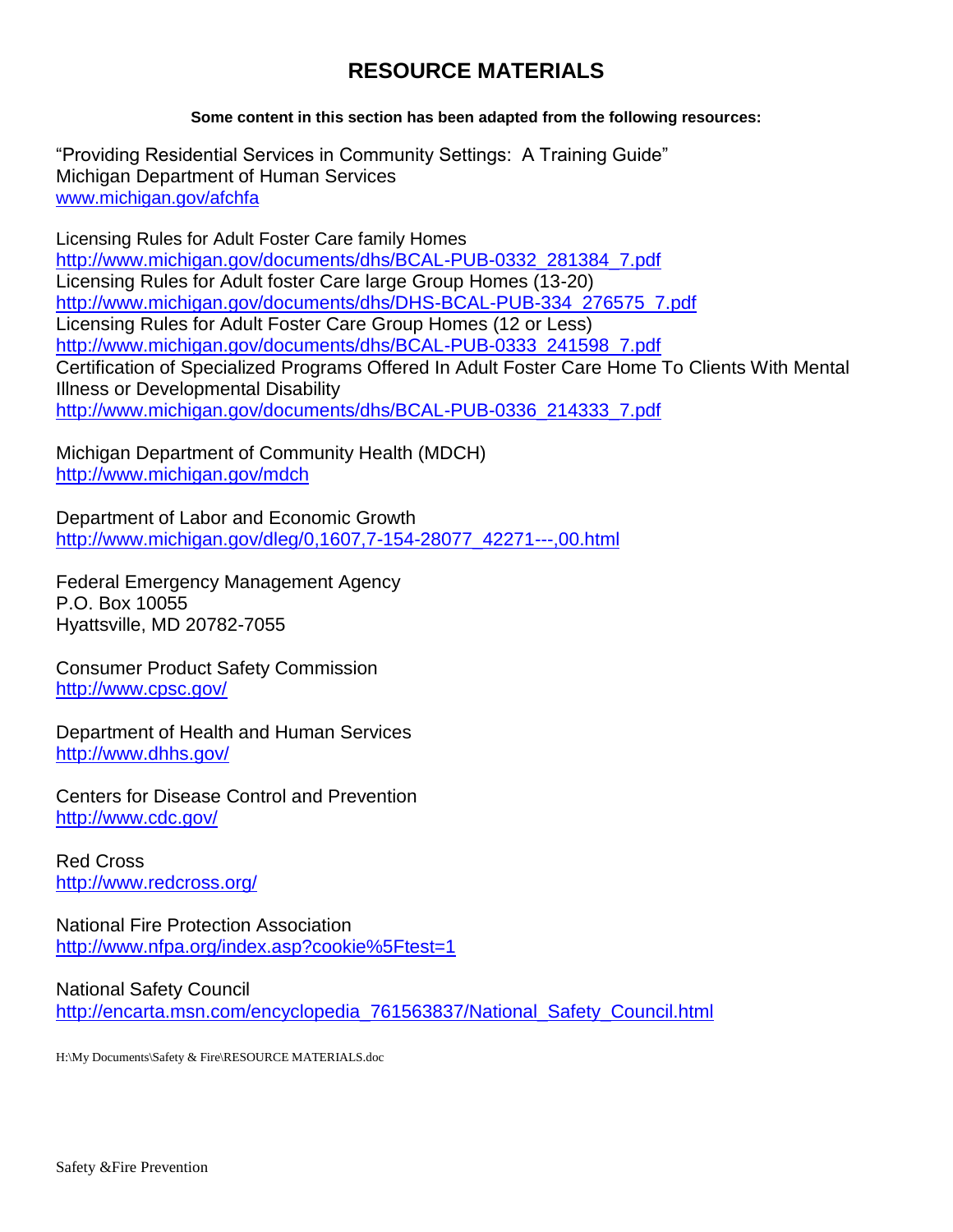# RESOURCE MATERIALS

**Some content in this section has been adapted from the following resources:**

"Providing Residential Services in Community Settings: A Training Guide"
Michigan Department of Human Services
www.michigan.gov/afchfa

Licensing Rules for Adult Foster Care family Homes
http://www.michigan.gov/documents/dhs/BCAL-PUB-0332_281384_7.pdf
Licensing Rules for Adult foster Care large Group Homes (13-20)
http://www.michigan.gov/documents/dhs/DHS-BCAL-PUB-334_276575_7.pdf
Licensing Rules for Adult Foster Care Group Homes (12 or Less)
http://www.michigan.gov/documents/dhs/BCAL-PUB-0333_241598_7.pdf
Certification of Specialized Programs Offered In Adult Foster Care Home To Clients With Mental Illness or Developmental Disability
http://www.michigan.gov/documents/dhs/BCAL-PUB-0336_214333_7.pdf

Michigan Department of Community Health (MDCH)
http://www.michigan.gov/mdch

Department of Labor and Economic Growth
http://www.michigan.gov/dleg/0,1607,7-154-28077_42271---,00.html

Federal Emergency Management Agency
P.O. Box 10055
Hyattsville, MD 20782-7055

Consumer Product Safety Commission
http://www.cpsc.gov/

Department of Health and Human Services
http://www.dhhs.gov/

Centers for Disease Control and Prevention
http://www.cdc.gov/

Red Cross
http://www.redcross.org/

National Fire Protection Association
http://www.nfpa.org/index.asp?cookie%5Ftest=1

National Safety Council
http://encarta.msn.com/encyclopedia_761563837/National_Safety_Council.html

H:\My Documents\Safety & Fire\RESOURCE MATERIALS.doc